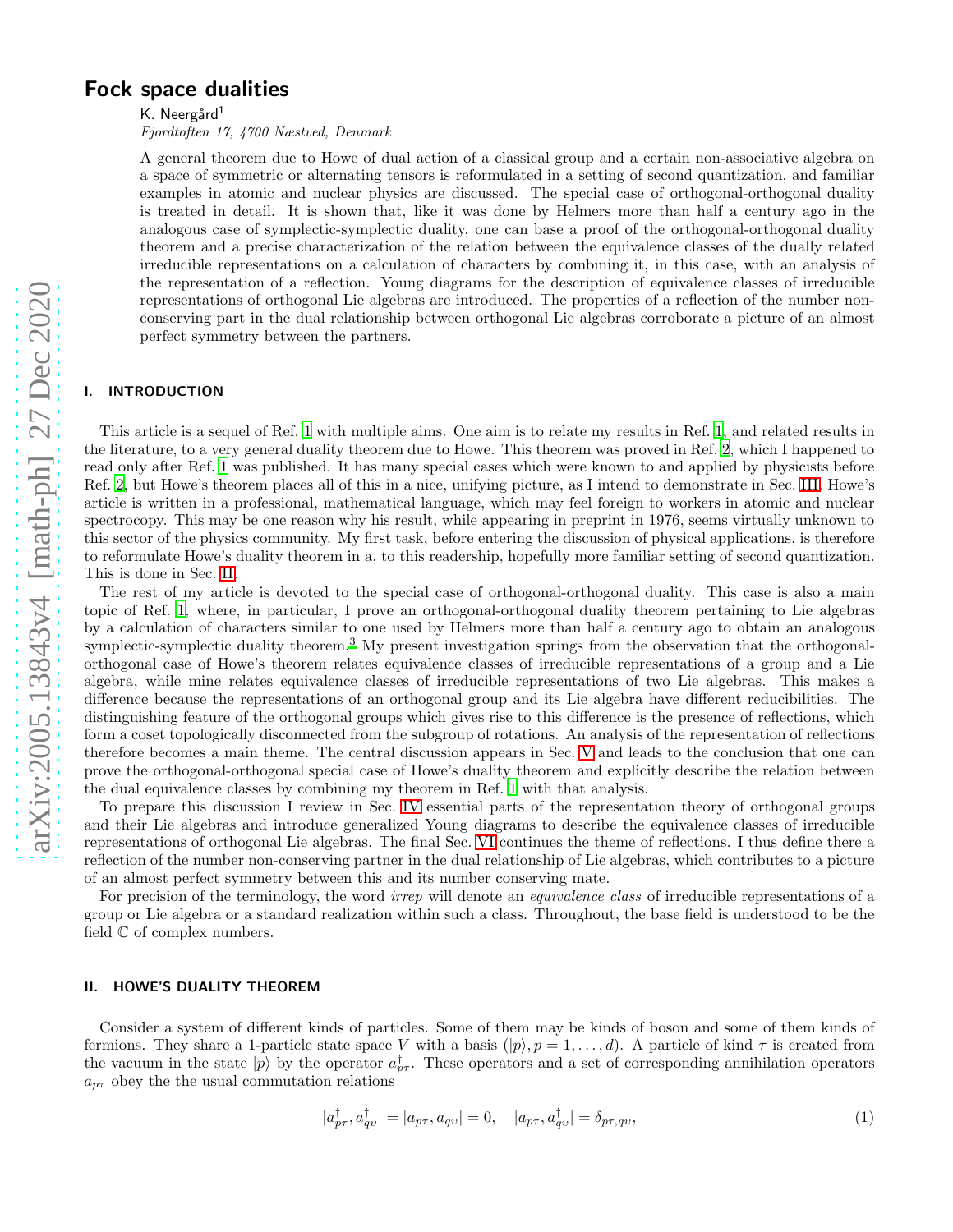// Fock space dualities

K. Neergård[1]

*Fjordtoften 17, 4700 Næstved, Denmark*

A general theorem due to Howe of dual action of a classical group and a certain non-associative algebra on a space of symmetric or alternating tensors is reformulated in a setting of second quantization, and familiar examples in atomic and nuclear physics are discussed. The special case of orthogonal-orthogonal duality is treated in detail. It is shown that, like it was done by Helmers more than half a century ago in the analogous case of symplectic-symplectic duality, one can base a proof of the orthogonal-orthogonal duality theorem and a precise characterization of the relation between the equivalence classes of the dually related irreducible representations on a calculation of characters by combining it, in this case, with an analysis of the representation of a reflection. Young diagrams for the description of equivalence classes of irreducible representations of orthogonal Lie algebras are introduced. The properties of a reflection of the number non-conserving part in the dual relationship between orthogonal Lie algebras corroborate a picture of an almost perfect symmetry between the partners.

## I. INTRODUCTION

This article is a sequel of Ref. 1 with multiple aims. One aim is to relate my results in Ref. 1, and related results in the literature, to a very general duality theorem due to Howe. This theorem was proved in Ref. 2, which I happened to read only after Ref. 1 was published. It has many special cases which were known to and applied by physicists before Ref. 2, but Howe's theorem places all of this in a nice, unifying picture, as I intend to demonstrate in Sec. III. Howe's article is written in a professional, mathematical language, which may feel foreign to workers in atomic and nuclear spectrocopy. This may be one reason why his result, while appearing in preprint in 1976, seems virtually unknown to this sector of the physics community. My first task, before entering the discussion of physical applications, is therefore to reformulate Howe's duality theorem in a, to this readership, hopefully more familiar setting of second quantization. This is done in Sec. II.

The rest of my article is devoted to the special case of orthogonal-orthogonal duality. This case is also a main topic of Ref. 1, where, in particular, I prove an orthogonal-orthogonal duality theorem pertaining to Lie algebras by a calculation of characters similar to one used by Helmers more than half a century ago to obtain an analogous symplectic-symplectic duality theorem.[3] My present investigation springs from the observation that the orthogonal-orthogonal case of Howe's theorem relates equivalence classes of irreducible representations of a group and a Lie algebra, while mine relates equivalence classes of irreducible representations of two Lie algebras. This makes a difference because the representations of an orthogonal group and its Lie algebra have different reducibilities. The distinguishing feature of the orthogonal groups which gives rise to this difference is the presence of reflections, which form a coset topologically disconnected from the subgroup of rotations. An analysis of the representation of reflections therefore becomes a main theme. The central discussion appears in Sec. V and leads to the conclusion that one can prove the orthogonal-orthogonal special case of Howe's duality theorem and explicitly describe the relation between the dual equivalence classes by combining my theorem in Ref. 1 with that analysis.

To prepare this discussion I review in Sec. IV essential parts of the representation theory of orthogonal groups and their Lie algebras and introduce generalized Young diagrams to describe the equivalence classes of irreducible representations of orthogonal Lie algebras. The final Sec. VI continues the theme of reflections. I thus define there a reflection of the number non-conserving partner in the dual relationship of Lie algebras, which contributes to a picture of an almost perfect symmetry between this and its number conserving mate.

For precision of the terminology, the word *irrep* will denote an *equivalence class* of irreducible representations of a group or Lie algebra or a standard realization within such a class. Throughout, the base field is understood to be the field $\mathbb{C}$ of complex numbers.

## II. HOWE'S DUALITY THEOREM

Consider a system of different kinds of particles. Some of them may be kinds of boson and some of them kinds of fermions. They share a 1-particle state space $V$ with a basis $(|p\rangle, p = 1, \dots, d)$. A particle of kind $\tau$ is created from the vacuum in the state $|p\rangle$ by the operator $a^\dagger_{p\tau}$. These operators and a set of corresponding annihilation operators $a_{p\tau}$ obey the the usual commutation relations

$$|a^\dagger_{p\tau}, a^\dagger_{q\upsilon}| = |a_{p\tau}, a_{q\upsilon}| = 0, \quad |a_{p\tau}, a^\dagger_{q\upsilon}| = \delta_{p\tau,q\upsilon}, \tag{1}$$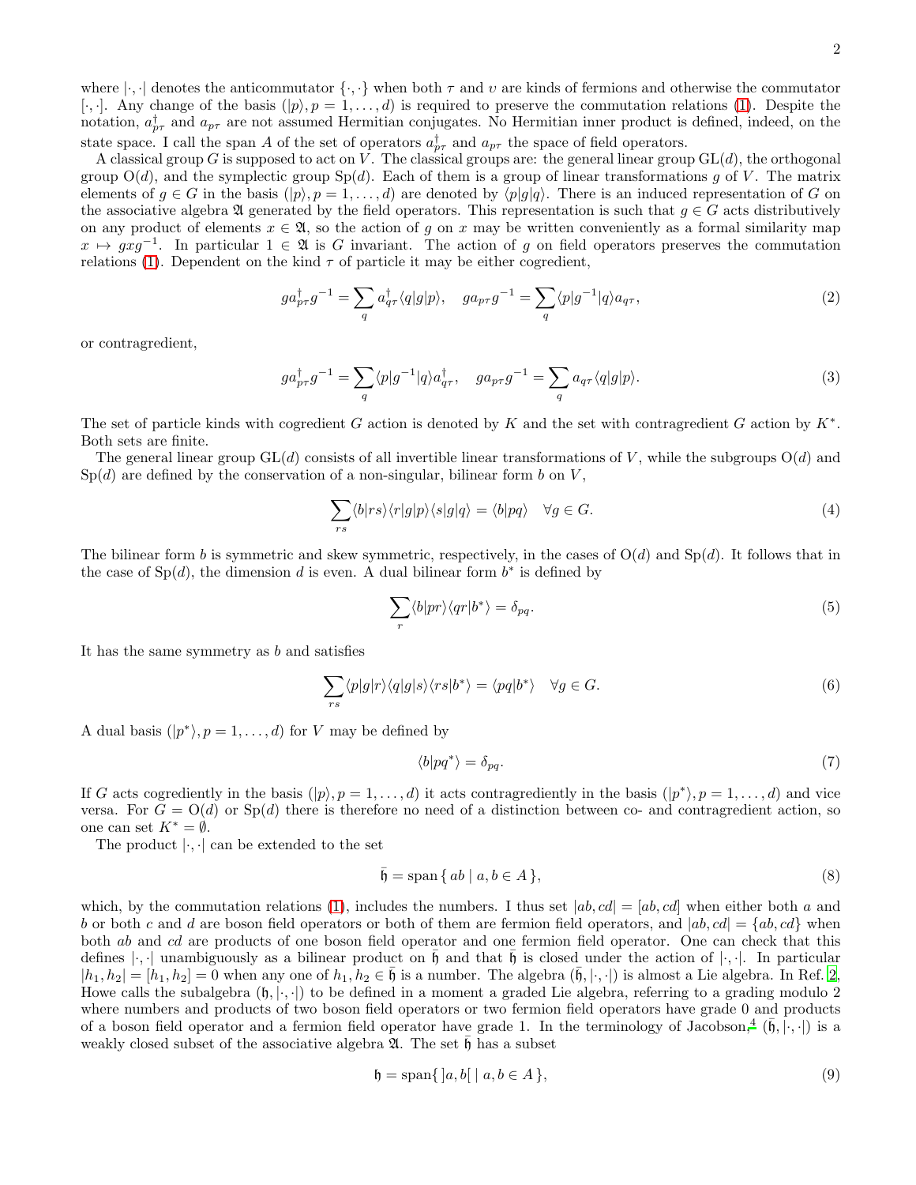where $|\cdot,\cdot|$ denotes the anticommutator $\{\cdot,\cdot\}$ when both $\tau$ and $\upsilon$ are kinds of fermions and otherwise the commutator $[\cdot,\cdot]$. Any change of the basis $(|p\rangle, p = 1,\dots,d)$ is required to preserve the commutation relations (1). Despite the notation, $a^\dagger_{p\tau}$ and $a_{p\tau}$ are not assumed Hermitian conjugates. No Hermitian inner product is defined, indeed, on the state space. I call the span $A$ of the set of operators $a^\dagger_{p\tau}$ and $a_{p\tau}$ the space of field operators.

A classical group $G$ is supposed to act on $V$. The classical groups are: the general linear group $\mathrm{GL}(d)$, the orthogonal group $\mathrm{O}(d)$, and the symplectic group $\mathrm{Sp}(d)$. Each of them is a group of linear transformations $g$ of $V$. The matrix elements of $g \in G$ in the basis $(|p\rangle, p = 1,\dots,d)$ are denoted by $\langle p|g|q\rangle$. There is an induced representation of $G$ on the associative algebra $\mathfrak{A}$ generated by the field operators. This representation is such that $g \in G$ acts distributively on any product of elements $x \in \mathfrak{A}$, so the action of $g$ on $x$ may be written conveniently as a formal similarity map $x \mapsto gxg^{-1}$. In particular $1 \in \mathfrak{A}$ is $G$ invariant. The action of $g$ on field operators preserves the commutation relations (1). Dependent on the kind $\tau$ of particle it may be either cogredient,

$$g a^\dagger_{p\tau} g^{-1} = \sum_q a^\dagger_{q\tau} \langle q|g|p\rangle, \quad g a_{p\tau} g^{-1} = \sum_q \langle p|g^{-1}|q\rangle a_{q\tau}, \tag{2}$$

or contragredient,

$$g a^\dagger_{p\tau} g^{-1} = \sum_q \langle p|g^{-1}|q\rangle a^\dagger_{q\tau}, \quad g a_{p\tau} g^{-1} = \sum_q a_{q\tau} \langle q|g|p\rangle. \tag{3}$$

The set of particle kinds with cogredient $G$ action is denoted by $K$ and the set with contragredient $G$ action by $K^*$. Both sets are finite.

The general linear group $\mathrm{GL}(d)$ consists of all invertible linear transformations of $V$, while the subgroups $\mathrm{O}(d)$ and $\mathrm{Sp}(d)$ are defined by the conservation of a non-singular, bilinear form $b$ on $V$,

$$\sum_{rs} \langle b|rs\rangle \langle r|g|p\rangle \langle s|g|q\rangle = \langle b|pq\rangle \quad \forall g \in G. \tag{4}$$

The bilinear form $b$ is symmetric and skew symmetric, respectively, in the cases of $\mathrm{O}(d)$ and $\mathrm{Sp}(d)$. It follows that in the case of $\mathrm{Sp}(d)$, the dimension $d$ is even. A dual bilinear form $b^*$ is defined by

$$\sum_r \langle b|pr\rangle \langle qr|b^*\rangle = \delta_{pq}. \tag{5}$$

It has the same symmetry as $b$ and satisfies

$$\sum_{rs} \langle p|g|r\rangle \langle q|g|s\rangle \langle rs|b^*\rangle = \langle pq|b^*\rangle \quad \forall g \in G. \tag{6}$$

A dual basis $(|p^*\rangle, p = 1,\dots,d)$ for $V$ may be defined by

$$\langle b|pq^*\rangle = \delta_{pq}. \tag{7}$$

If $G$ acts cogrediently in the basis $(|p\rangle, p = 1,\dots,d)$ it acts contragrediently in the basis $(|p^*\rangle, p = 1,\dots,d)$ and vice versa. For $G = \mathrm{O}(d)$ or $\mathrm{Sp}(d)$ there is therefore no need of a distinction between co- and contragredient action, so one can set $K^* = \emptyset$.

The product $|\cdot,\cdot|$ can be extended to the set

$$\bar{\mathfrak{h}} = \mathrm{span}\,\{\, ab \mid a, b \in A \,\}, \tag{8}$$

which, by the commutation relations (1), includes the numbers. I thus set $|ab, cd| = [ab, cd]$ when either both $a$ and $b$ or both $c$ and $d$ are boson field operators or both of them are fermion field operators, and $|ab, cd| = \{ab, cd\}$ when both $ab$ and $cd$ are products of one boson field operator and one fermion field operator. One can check that this defines $|\cdot,\cdot|$ unambiguously as a bilinear product on $\bar{\mathfrak{h}}$ and that $\bar{\mathfrak{h}}$ is closed under the action of $|\cdot,\cdot|$. In particular $|h_1, h_2| = [h_1, h_2] = 0$ when any one of $h_1, h_2 \in \bar{\mathfrak{h}}$ is a number. The algebra $(\bar{\mathfrak{h}}, |\cdot,\cdot|)$ is almost a Lie algebra. In Ref. 2, Howe calls the subalgebra $(\mathfrak{h}, |\cdot,\cdot|)$ to be defined in a moment a graded Lie algebra, referring to a grading modulo 2 where numbers and products of two boson field operators or two fermion field operators have grade 0 and products of a boson field operator and a fermion field operator have grade 1. In the terminology of Jacobson,[4] $(\bar{\mathfrak{h}}, |\cdot,\cdot|)$ is a weakly closed subset of the associative algebra $\mathfrak{A}$. The set $\bar{\mathfrak{h}}$ has a subset

$$\mathfrak{h} = \mathrm{span}\{\, ]a, b[ \mid a, b \in A \,\}, \tag{9}$$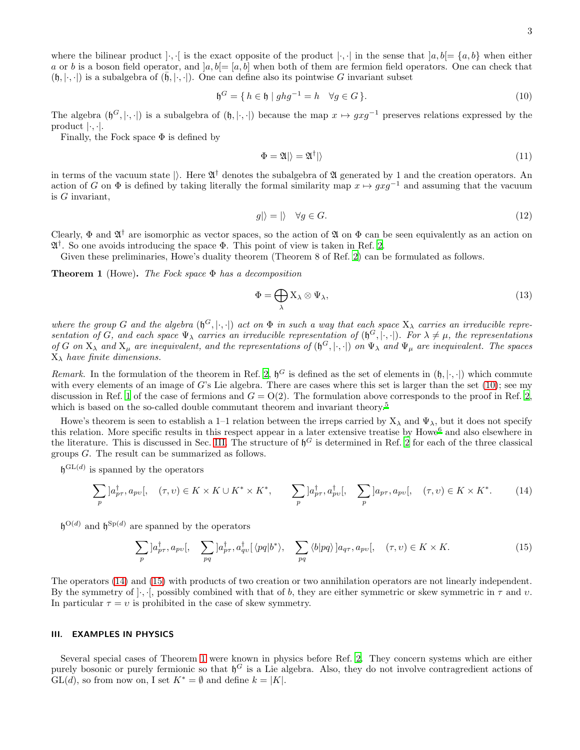where the bilinear product $]\cdot,\cdot[$ is the exact opposite of the product $|\cdot,\cdot|$ in the sense that $]a,b[=\{a,b\}$ when either $a$ or $b$ is a boson field operator, and $]a,b[=[a,b]$ when both of them are fermion field operators. One can check that $(\mathfrak{h},|\cdot,\cdot|)$ is a subalgebra of $(\bar{\mathfrak{h}},|\cdot,\cdot|)$. One can define also its pointwise $G$ invariant subset

$$\mathfrak{h}^G = \{\, h \in \mathfrak{h} \mid ghg^{-1} = h \quad \forall g \in G \,\}. \tag{10}$$

The algebra $(\mathfrak{h}^G,|\cdot,\cdot|)$ is a subalgebra of $(\mathfrak{h},|\cdot,\cdot|)$ because the map $x \mapsto gxg^{-1}$ preserves relations expressed by the product $|\cdot,\cdot|$.

Finally, the Fock space $\Phi$ is defined by

$$\Phi = \mathfrak{A}|\rangle = \mathfrak{A}^\dagger|\rangle \tag{11}$$

in terms of the vacuum state $|\rangle$. Here $\mathfrak{A}^\dagger$ denotes the subalgebra of $\mathfrak{A}$ generated by 1 and the creation operators. An action of $G$ on $\Phi$ is defined by taking literally the formal similarity map $x \mapsto gxg^{-1}$ and assuming that the vacuum is $G$ invariant,

$$g|\rangle = |\rangle \quad \forall g \in G. \tag{12}$$

Clearly, $\Phi$ and $\mathfrak{A}^\dagger$ are isomorphic as vector spaces, so the action of $\mathfrak{A}$ on $\Phi$ can be seen equivalently as an action on $\mathfrak{A}^\dagger$. So one avoids introducing the space $\Phi$. This point of view is taken in Ref. 2.

Given these preliminaries, Howe's duality theorem (Theorem 8 of Ref. 2) can be formulated as follows.

**Theorem 1** (Howe)**.** *The Fock space $\Phi$ has a decomposition*

$$\Phi = \bigoplus_\lambda \mathrm{X}_\lambda \otimes \Psi_\lambda, \tag{13}$$

*where the group $G$ and the algebra $(\mathfrak{h}^G,|\cdot,\cdot|)$ act on $\Phi$ in such a way that each space $\mathrm{X}_\lambda$ carries an irreducible representation of $G$, and each space $\Psi_\lambda$ carries an irreducible representation of $(\mathfrak{h}^G,|\cdot,\cdot|)$. For $\lambda \neq \mu$, the representations of $G$ on $\mathrm{X}_\lambda$ and $\mathrm{X}_\mu$ are inequivalent, and the representations of $(\mathfrak{h}^G,|\cdot,\cdot|)$ on $\Psi_\lambda$ and $\Psi_\mu$ are inequivalent. The spaces $\mathrm{X}_\lambda$ have finite dimensions.*

*Remark.* In the formulation of the theorem in Ref. 2, $\mathfrak{h}^G$ is defined as the set of elements in $(\mathfrak{h},|\cdot,\cdot|)$ which commute with every elements of an image of $G$'s Lie algebra. There are cases where this set is larger than the set (10); see my discussion in Ref. 1 of the case of fermions and $G = \mathrm{O}(2)$. The formulation above corresponds to the proof in Ref. 2, which is based on the so-called double commutant theorem and invariant theory.[5]

Howe's theorem is seen to establish a 1–1 relation between the irreps carried by $\mathrm{X}_\lambda$ and $\Psi_\lambda$, but it does not specify this relation. More specific results in this respect appear in a later extensive treatise by Howe[6] and also elsewhere in the literature. This is discussed in Sec. III. The structure of $\mathfrak{h}^G$ is determined in Ref. 2 for each of the three classical groups $G$. The result can be summarized as follows.

$\mathfrak{h}^{\mathrm{GL}(d)}$ is spanned by the operators

$$\sum_p \,]a^\dagger_{p\tau}, a_{p\upsilon}[, \quad (\tau,\upsilon) \in K \times K \cup K^* \times K^*, \qquad \sum_p \,]a^\dagger_{p\tau}, a^\dagger_{p\upsilon}[, \quad \sum_p \,]a_{p\tau}, a_{p\upsilon}[, \quad (\tau,\upsilon) \in K \times K^*. \tag{14}$$

$\mathfrak{h}^{\mathrm{O}(d)}$ and $\mathfrak{h}^{\mathrm{Sp}(d)}$ are spanned by the operators

$$\sum_p \,]a^\dagger_{p\tau}, a_{p\upsilon}[, \quad \sum_{pq} \,]a^\dagger_{p\tau}, a^\dagger_{q\upsilon}[\, \langle pq|b^*\rangle, \quad \sum_{pq} \langle b|pq\rangle \,]a_{q\tau}, a_{p\upsilon}[, \quad (\tau,\upsilon) \in K \times K. \tag{15}$$

The operators (14) and (15) with products of two creation or two annihilation operators are not linearly independent. By the symmetry of $]\cdot,\cdot[$, possibly combined with that of $b$, they are either symmetric or skew symmetric in $\tau$ and $\upsilon$. In particular $\tau = \upsilon$ is prohibited in the case of skew symmetry.

## III. EXAMPLES IN PHYSICS

Several special cases of Theorem 1 were known in physics before Ref. 2. They concern systems which are either purely bosonic or purely fermionic so that $\mathfrak{h}^G$ is a Lie algebra. Also, they do not involve contragredient actions of $\mathrm{GL}(d)$, so from now on, I set $K^* = \emptyset$ and define $k = |K|$.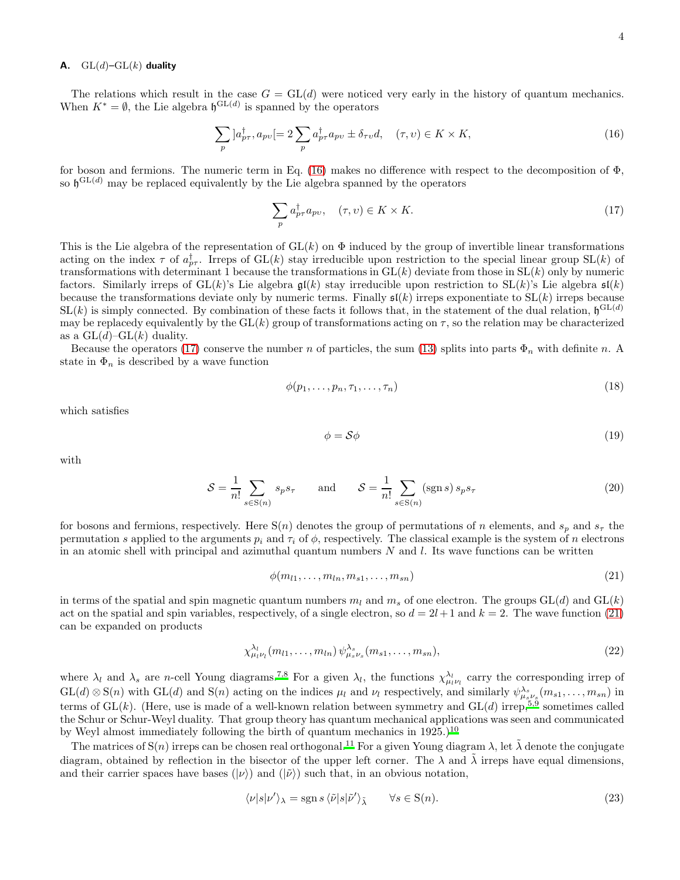### A. GL($d$)–GL($k$) duality

The relations which result in the case $G = \mathrm{GL}(d)$ were noticed very early in the history of quantum mechanics. When $K^* = \emptyset$, the Lie algebra $\mathfrak{h}^{\mathrm{GL}(d)}$ is spanned by the operators

$$\sum_p \,]a^\dagger_{p\tau}, a_{p\upsilon}[= 2\sum_p a^\dagger_{p\tau} a_{p\upsilon} \pm \delta_{\tau\upsilon} d, \quad (\tau,\upsilon) \in K \times K, \tag{16}$$

for boson and fermions. The numeric term in Eq. (16) makes no difference with respect to the decomposition of $\Phi$, so $\mathfrak{h}^{\mathrm{GL}(d)}$ may be replaced equivalently by the Lie algebra spanned by the operators

$$\sum_p a^\dagger_{p\tau} a_{p\upsilon}, \quad (\tau,\upsilon) \in K \times K. \tag{17}$$

This is the Lie algebra of the representation of $\mathrm{GL}(k)$ on $\Phi$ induced by the group of invertible linear transformations acting on the index $\tau$ of $a^\dagger_{p\tau}$. Irreps of $\mathrm{GL}(k)$ stay irreducible upon restriction to the special linear group $\mathrm{SL}(k)$ of transformations with determinant 1 because the transformations in $\mathrm{GL}(k)$ deviate from those in $\mathrm{SL}(k)$ only by numeric factors. Similarly irreps of $\mathrm{GL}(k)$'s Lie algebra $\mathfrak{gl}(k)$ stay irreducible upon restriction to $\mathrm{SL}(k)$'s Lie algebra $\mathfrak{sl}(k)$ because the transformations deviate only by numeric terms. Finally $\mathfrak{sl}(k)$ irreps exponentiate to $\mathrm{SL}(k)$ irreps because $\mathrm{SL}(k)$ is simply connected. By combination of these facts it follows that, in the statement of the dual relation, $\mathfrak{h}^{\mathrm{GL}(d)}$ may be replacedy equivalently by the $\mathrm{GL}(k)$ group of transformations acting on $\tau$, so the relation may be characterized as a $\mathrm{GL}(d)$–$\mathrm{GL}(k)$ duality.

Because the operators (17) conserve the number $n$ of particles, the sum (13) splits into parts $\Phi_n$ with definite $n$. A state in $\Phi_n$ is described by a wave function

$$\phi(p_1, \dots, p_n, \tau_1, \dots, \tau_n) \tag{18}$$

which satisfies

$$\phi = \mathcal{S}\phi \tag{19}$$

with

$$\mathcal{S} = \frac{1}{n!} \sum_{s \in \mathrm{S}(n)} s_p s_\tau \qquad \text{and} \qquad \mathcal{S} = \frac{1}{n!} \sum_{s \in \mathrm{S}(n)} (\operatorname{sgn} s)\, s_p s_\tau \tag{20}$$

for bosons and fermions, respectively. Here $\mathrm{S}(n)$ denotes the group of permutations of $n$ elements, and $s_p$ and $s_\tau$ the permutation $s$ applied to the arguments $p_i$ and $\tau_i$ of $\phi$, respectively. The classical example is the system of $n$ electrons in an atomic shell with principal and azimuthal quantum numbers $N$ and $l$. Its wave functions can be written

$$\phi(m_{l1}, \dots, m_{ln}, m_{s1}, \dots, m_{sn}) \tag{21}$$

in terms of the spatial and spin magnetic quantum numbers $m_l$ and $m_s$ of one electron. The groups $\mathrm{GL}(d)$ and $\mathrm{GL}(k)$ act on the spatial and spin variables, respectively, of a single electron, so $d = 2l+1$ and $k = 2$. The wave function (21) can be expanded on products

$$\chi^{\lambda_l}_{\mu_l \nu_l}(m_{l1}, \dots, m_{ln})\, \psi^{\lambda_s}_{\mu_s \nu_s}(m_{s1}, \dots, m_{sn}), \tag{22}$$

where $\lambda_l$ and $\lambda_s$ are $n$-cell Young diagrams.[7,8] For a given $\lambda_l$, the functions $\chi^{\lambda_l}_{\mu_l \nu_l}$ carry the corresponding irrep of $\mathrm{GL}(d) \otimes \mathrm{S}(n)$ with $\mathrm{GL}(d)$ and $\mathrm{S}(n)$ acting on the indices $\mu_l$ and $\nu_l$ respectively, and similarly $\psi^{\lambda_s}_{\mu_s \nu_s}(m_{s1}, \dots, m_{sn})$ in terms of $\mathrm{GL}(k)$. (Here, use is made of a well-known relation between symmetry and $\mathrm{GL}(d)$ irrep,[5,9] sometimes called the Schur or Schur-Weyl duality. That group theory has quantum mechanical applications was seen and communicated by Weyl almost immediately following the birth of quantum mechanics in 1925.)[10]

The matrices of $\mathrm{S}(n)$ irreps can be chosen real orthogonal.[11] For a given Young diagram $\lambda$, let $\tilde{\lambda}$ denote the conjugate diagram, obtained by reflection in the bisector of the upper left corner. The $\lambda$ and $\tilde{\lambda}$ irreps have equal dimensions, and their carrier spaces have bases $(|\nu\rangle)$ and $(|\tilde{\nu}\rangle)$ such that, in an obvious notation,

$$\langle \nu | s | \nu' \rangle_\lambda = \operatorname{sgn} s\, \langle \tilde{\nu} | s | \tilde{\nu}' \rangle_{\tilde{\lambda}} \qquad \forall s \in \mathrm{S}(n). \tag{23}$$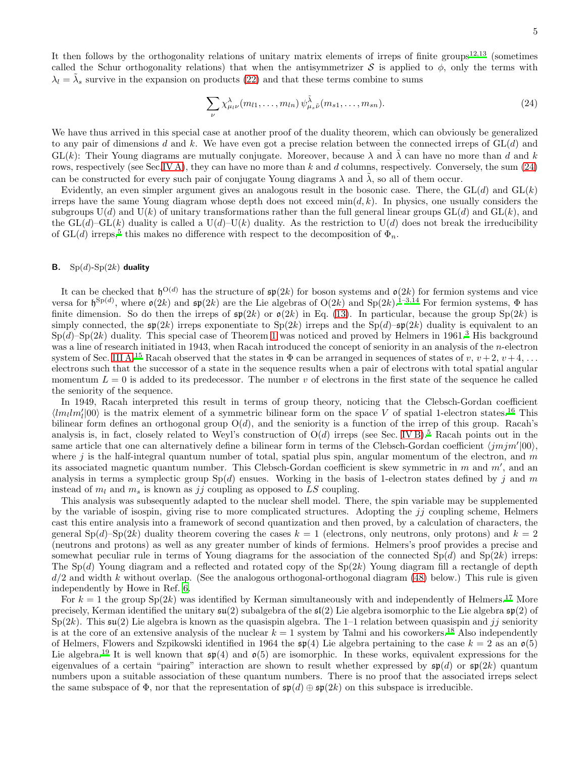It then follows by the orthogonality relations of unitary matrix elements of irreps of finite groups[12,13] (sometimes called the Schur orthogonality relations) that when the antisymmetrizer $\mathcal{S}$ is applied to $\phi$, only the terms with $\lambda_l = \tilde{\lambda}_s$ survive in the expansion on products (22) and that these terms combine to sums

$$\sum_{\nu} \chi^{\lambda}_{\mu_l \nu}(m_{l1}, \ldots, m_{ln}) \, \psi^{\tilde{\lambda}}_{\mu_s \tilde{\nu}}(m_{s1}, \ldots, m_{sn}). \tag{24}$$

We have thus arrived in this special case at another proof of the duality theorem, which can obviously be generalized to any pair of dimensions $d$ and $k$. We have even got a precise relation between the connected irreps of GL($d$) and GL($k$): Their Young diagrams are mutually conjugate. Moreover, because $\lambda$ and $\tilde{\lambda}$ can have no more than $d$ and $k$ rows, respectively (see Sec. IV A), they can have no more than $k$ and $d$ columns, respectively. Conversely, the sum (24) can be constructed for every such pair of conjugate Young diagrams $\lambda$ and $\tilde{\lambda}$, so all of them occur.

Evidently, an even simpler argument gives an analogous result in the bosonic case. There, the GL($d$) and GL($k$) irreps have the same Young diagram whose depth does not exceed $\min(d,k)$. In physics, one usually considers the subgroups U($d$) and U($k$) of unitary transformations rather than the full general linear groups GL($d$) and GL($k$), and the GL($d$)–GL($k$) duality is called a U($d$)–U($k$) duality. As the restriction to U($d$) does not break the irreducibility of GL($d$) irreps,[5] this makes no difference with respect to the decomposition of $\Phi_n$.

### B. Sp($d$)-Sp($2k$) duality

It can be checked that $\mathfrak{h}^{\mathrm{O}(d)}$ has the structure of $\mathfrak{sp}(2k)$ for boson systems and $\mathfrak{o}(2k)$ for fermion systems and vice versa for $\mathfrak{h}^{\mathrm{Sp}(d)}$, where $\mathfrak{o}(2k)$ and $\mathfrak{sp}(2k)$ are the Lie algebras of O($2k$) and Sp($2k$).[1–3,14] For fermion systems, $\Phi$ has finite dimension. So do then the irreps of $\mathfrak{sp}(2k)$ or $\mathfrak{o}(2k)$ in Eq. (13). In particular, because the group Sp($2k$) is simply connected, the $\mathfrak{sp}(2k)$ irreps exponentiate to Sp($2k$) irreps and the Sp($d$)–$\mathfrak{sp}(2k)$ duality is equivalent to an Sp($d$)–Sp($2k$) duality. This special case of Theorem 1 was noticed and proved by Helmers in 1961.[3] His background was a line of research initiated in 1943, when Racah introduced the concept of seniority in an analysis of the $n$-electron system of Sec. III A.[15] Racah observed that the states in $\Phi$ can be arranged in sequences of states of $v, v+2, v+4, \ldots$ electrons such that the successor of a state in the sequence results when a pair of electrons with total spatial angular momentum $L = 0$ is added to its predecessor. The number $v$ of electrons in the first state of the sequence he called the seniority of the sequence.

In 1949, Racah interpreted this result in terms of group theory, noticing that the Clebsch-Gordan coefficient $\langle l m_l l m_l' | 00 \rangle$ is the matrix element of a symmetric bilinear form on the space $V$ of spatial 1-electron states.[16] This bilinear form defines an orthogonal group O($d$), and the seniority is a function of the irrep of this group. Racah's analysis is, in fact, closely related to Weyl's construction of O($d$) irreps (see Sec. IV B).[5] Racah points out in the same article that one can alternatively define a bilinear form in terms of the Clebsch-Gordan coefficient $\langle jmjm' | 00 \rangle$, where $j$ is the half-integral quantum number of total, spatial plus spin, angular momentum of the electron, and $m$ its associated magnetic quantum number. This Clebsch-Gordan coefficient is skew symmetric in $m$ and $m'$, and an analysis in terms a symplectic group Sp($d$) ensues. Working in the basis of 1-electron states defined by $j$ and $m$ instead of $m_l$ and $m_s$ is known as $jj$ coupling as opposed to $LS$ coupling.

This analysis was subsequently adapted to the nuclear shell model. There, the spin variable may be supplemented by the variable of isospin, giving rise to more complicated structures. Adopting the $jj$ coupling scheme, Helmers cast this entire analysis into a framework of second quantization and then proved, by a calculation of characters, the general Sp($d$)–Sp($2k$) duality theorem covering the cases $k = 1$ (electrons, only neutrons, only protons) and $k = 2$ (neutrons and protons) as well as any greater number of kinds of fermions. Helmers's proof provides a precise and somewhat peculiar rule in terms of Young diagrams for the association of the connected Sp($d$) and Sp($2k$) irreps: The Sp($d$) Young diagram and a reflected and rotated copy of the Sp($2k$) Young diagram fill a rectangle of depth $d/2$ and width $k$ without overlap. (See the analogous orthogonal-orthogonal diagram (48) below.) This rule is given independently by Howe in Ref. 6.

For $k = 1$ the group Sp($2k$) was identified by Kerman simultaneously with and independently of Helmers.[17] More precisely, Kerman identified the unitary $\mathfrak{su}(2)$ subalgebra of the $\mathfrak{sl}(2)$ Lie algebra isomorphic to the Lie algebra $\mathfrak{sp}(2)$ of Sp($2k$). This $\mathfrak{su}(2)$ Lie algebra is known as the quasispin algebra. The 1–1 relation between quasispin and $jj$ seniority is at the core of an extensive analysis of the nuclear $k = 1$ system by Talmi and his coworkers.[18] Also independently of Helmers, Flowers and Szpikowski identified in 1964 the $\mathfrak{sp}(4)$ Lie algebra pertaining to the case $k = 2$ as an $\mathfrak{o}(5)$ Lie algebra.[19] It is well known that $\mathfrak{sp}(4)$ and $\mathfrak{o}(5)$ are isomorphic. In these works, equivalent expressions for the eigenvalues of a certain "pairing" interaction are shown to result whether expressed by $\mathfrak{sp}(d)$ or $\mathfrak{sp}(2k)$ quantum numbers upon a suitable association of these quantum numbers. There is no proof that the associated irreps select the same subspace of $\Phi$, nor that the representation of $\mathfrak{sp}(d) \oplus \mathfrak{sp}(2k)$ on this subspace is irreducible.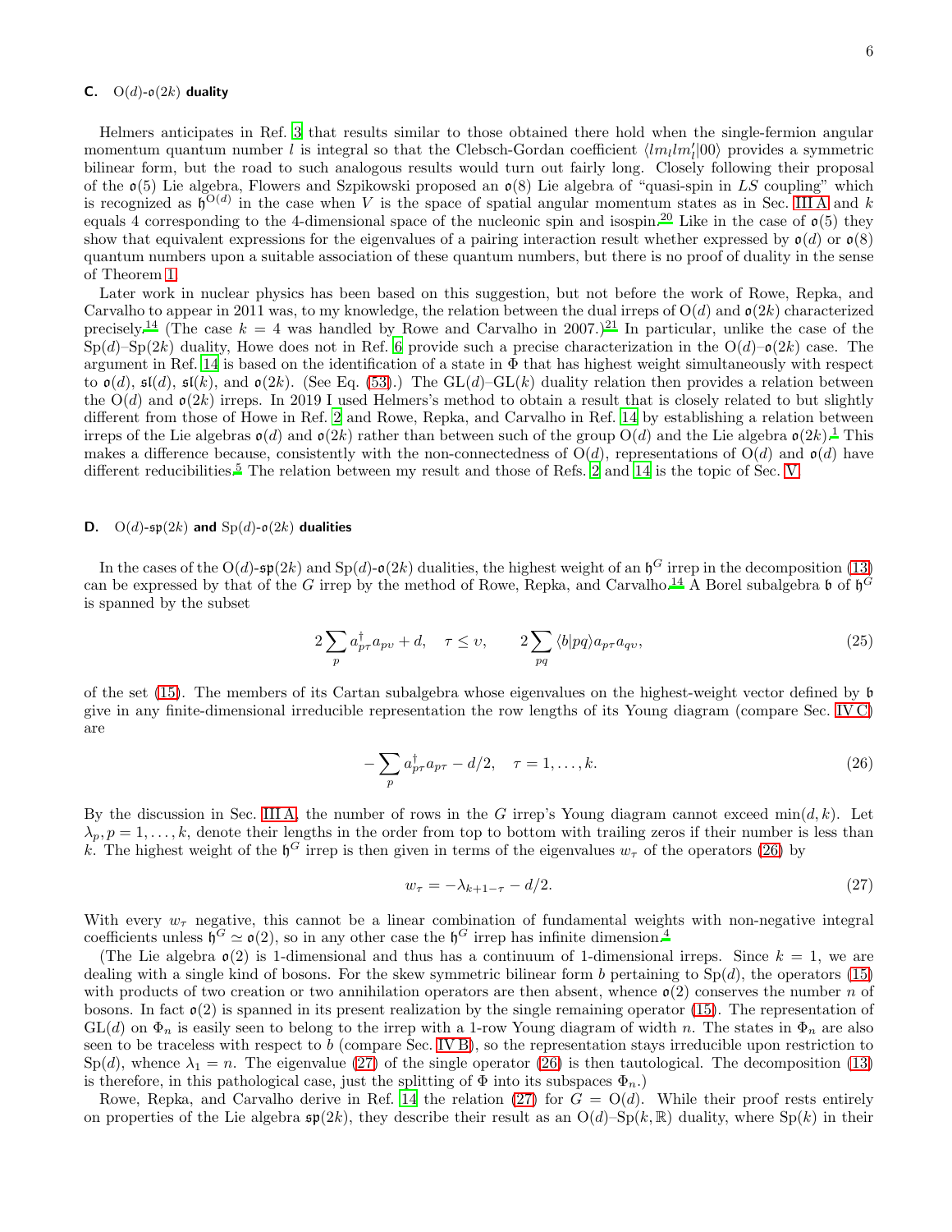### C. $\mathrm{O}(d)$-$\mathfrak{o}(2k)$ duality

Helmers anticipates in Ref. 3 that results similar to those obtained there hold when the single-fermion angular momentum quantum number $l$ is integral so that the Clebsch-Gordan coefficient $\langle l m_l l m_l' | 00 \rangle$ provides a symmetric bilinear form, but the road to such analogous results would turn out fairly long. Closely following their proposal of the $\mathfrak{o}(5)$ Lie algebra, Flowers and Szpikowski proposed an $\mathfrak{o}(8)$ Lie algebra of "quasi-spin in $LS$ coupling" which is recognized as $\mathfrak{h}^{\mathrm{O}(d)}$ in the case when $V$ is the space of spatial angular momentum states as in Sec. III A and $k$ equals 4 corresponding to the 4-dimensional space of the nucleonic spin and isospin.[20] Like in the case of $\mathfrak{o}(5)$ they show that equivalent expressions for the eigenvalues of a pairing interaction result whether expressed by $\mathfrak{o}(d)$ or $\mathfrak{o}(8)$ quantum numbers upon a suitable association of these quantum numbers, but there is no proof of duality in the sense of Theorem 1.

Later work in nuclear physics has been based on this suggestion, but not before the work of Rowe, Repka, and Carvalho to appear in 2011 was, to my knowledge, the relation between the dual irreps of $\mathrm{O}(d)$ and $\mathfrak{o}(2k)$ characterized precisely.[14] (The case $k = 4$ was handled by Rowe and Carvalho in 2007.)[21] In particular, unlike the case of the $\mathrm{Sp}(d)$–$\mathrm{Sp}(2k)$ duality, Howe does not in Ref. 6 provide such a precise characterization in the $\mathrm{O}(d)$–$\mathfrak{o}(2k)$ case. The argument in Ref. 14 is based on the identification of a state in $\Phi$ that has highest weight simultaneously with respect to $\mathfrak{o}(d)$, $\mathfrak{sl}(d)$, $\mathfrak{sl}(k)$, and $\mathfrak{o}(2k)$. (See Eq. (53).) The $\mathrm{GL}(d)$–$\mathrm{GL}(k)$ duality relation then provides a relation between the $\mathrm{O}(d)$ and $\mathfrak{o}(2k)$ irreps. In 2019 I used Helmers's method to obtain a result that is closely related to but slightly different from those of Howe in Ref. 2 and Rowe, Repka, and Carvalho in Ref. 14 by establishing a relation between irreps of the Lie algebras $\mathfrak{o}(d)$ and $\mathfrak{o}(2k)$ rather than between such of the group $\mathrm{O}(d)$ and the Lie algebra $\mathfrak{o}(2k)$.[1] This makes a difference because, consistently with the non-connectedness of $\mathrm{O}(d)$, representations of $\mathrm{O}(d)$ and $\mathfrak{o}(d)$ have different reducibilities.[5] The relation between my result and those of Refs. 2 and 14 is the topic of Sec. V.

### D. $\mathrm{O}(d)$-$\mathfrak{sp}(2k)$ and $\mathrm{Sp}(d)$-$\mathfrak{o}(2k)$ dualities

In the cases of the $\mathrm{O}(d)$-$\mathfrak{sp}(2k)$ and $\mathrm{Sp}(d)$-$\mathfrak{o}(2k)$ dualities, the highest weight of an $\mathfrak{h}^G$ irrep in the decomposition (13) can be expressed by that of the $G$ irrep by the method of Rowe, Repka, and Carvalho.[14] A Borel subalgebra $\mathfrak{b}$ of $\mathfrak{h}^G$ is spanned by the subset

$$2 \sum_p a^\dagger_{p\tau} a_{p\upsilon} + d, \quad \tau \le \upsilon, \qquad 2 \sum_{pq} \langle b | pq \rangle a_{p\tau} a_{q\upsilon}, \tag{25}$$

of the set (15). The members of its Cartan subalgebra whose eigenvalues on the highest-weight vector defined by $\mathfrak{b}$ give in any finite-dimensional irreducible representation the row lengths of its Young diagram (compare Sec. IV C) are

$$-\sum_p a^\dagger_{p\tau} a_{p\tau} - d/2, \quad \tau = 1, \dots, k. \tag{26}$$

By the discussion in Sec. III A, the number of rows in the $G$ irrep's Young diagram cannot exceed $\min(d, k)$. Let $\lambda_p, p = 1, \dots, k$, denote their lengths in the order from top to bottom with trailing zeros if their number is less than $k$. The highest weight of the $\mathfrak{h}^G$ irrep is then given in terms of the eigenvalues $w_\tau$ of the operators (26) by

$$w_\tau = -\lambda_{k+1-\tau} - d/2. \tag{27}$$

With every $w_\tau$ negative, this cannot be a linear combination of fundamental weights with non-negative integral coefficients unless $\mathfrak{h}^G \simeq \mathfrak{o}(2)$, so in any other case the $\mathfrak{h}^G$ irrep has infinite dimension.[4]

(The Lie algebra $\mathfrak{o}(2)$ is 1-dimensional and thus has a continuum of 1-dimensional irreps. Since $k = 1$, we are dealing with a single kind of bosons. For the skew symmetric bilinear form $b$ pertaining to $\mathrm{Sp}(d)$, the operators (15) with products of two creation or two annihilation operators are then absent, whence $\mathfrak{o}(2)$ conserves the number $n$ of bosons. In fact $\mathfrak{o}(2)$ is spanned in its present realization by the single remaining operator (15). The representation of $\mathrm{GL}(d)$ on $\Phi_n$ is easily seen to belong to the irrep with a 1-row Young diagram of width $n$. The states in $\Phi_n$ are also seen to be traceless with respect to $b$ (compare Sec. IV B), so the representation stays irreducible upon restriction to $\mathrm{Sp}(d)$, whence $\lambda_1 = n$. The eigenvalue (27) of the single operator (26) is then tautological. The decomposition (13) is therefore, in this pathological case, just the splitting of $\Phi$ into its subspaces $\Phi_n$.)

Rowe, Repka, and Carvalho derive in Ref. 14 the relation (27) for $G = \mathrm{O}(d)$. While their proof rests entirely on properties of the Lie algebra $\mathfrak{sp}(2k)$, they describe their result as an $\mathrm{O}(d)$–$\mathrm{Sp}(k, \mathbb{R})$ duality, where $\mathrm{Sp}(k)$ in their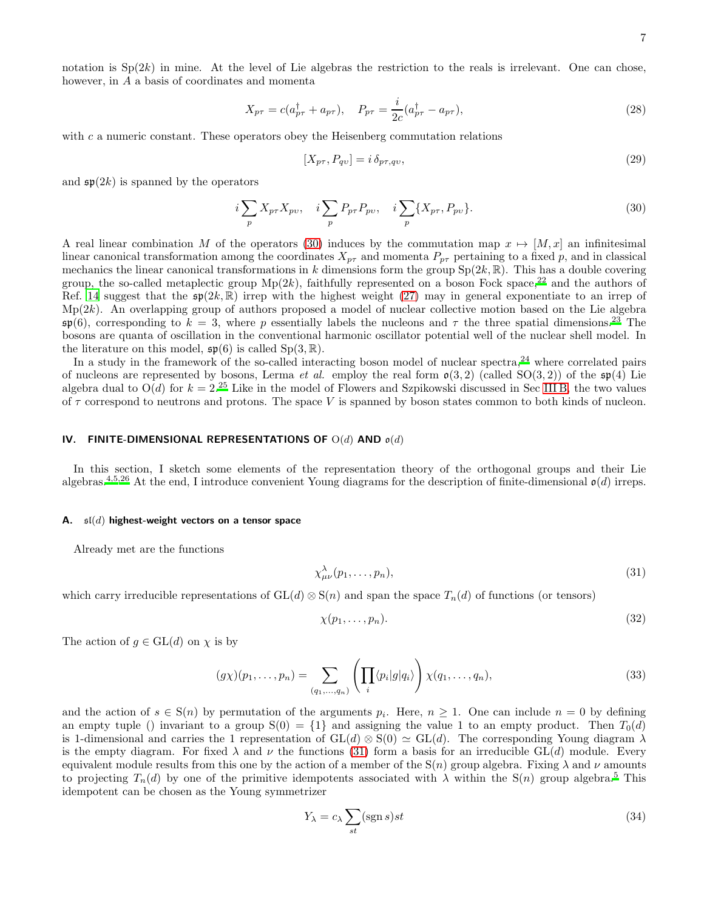notation is $\mathrm{Sp}(2k)$ in mine. At the level of Lie algebras the restriction to the reals is irrelevant. One can chose, however, in $A$ a basis of coordinates and momenta

$$X_{p\tau} = c(a^\dagger_{p\tau} + a_{p\tau}), \quad P_{p\tau} = \frac{i}{2c}(a^\dagger_{p\tau} - a_{p\tau}), \tag{28}$$

with $c$ a numeric constant. These operators obey the Heisenberg commutation relations

$$[X_{p\tau}, P_{qv}] = i\,\delta_{p\tau,qv}, \tag{29}$$

and $\mathfrak{sp}(2k)$ is spanned by the operators

$$i\sum_p X_{p\tau}X_{pv}, \quad i\sum_p P_{p\tau}P_{pv}, \quad i\sum_p \{X_{p\tau}, P_{pv}\}. \tag{30}$$

A real linear combination $M$ of the operators (30) induces by the commutation map $x \mapsto [M, x]$ an infinitesimal linear canonical transformation among the coordinates $X_{p\tau}$ and momenta $P_{p\tau}$ pertaining to a fixed $p$, and in classical mechanics the linear canonical transformations in $k$ dimensions form the group $\mathrm{Sp}(2k,\mathbb{R})$. This has a double covering group, the so-called metaplectic group $\mathrm{Mp}(2k)$, faithfully represented on a boson Fock space,[22] and the authors of Ref. 14 suggest that the $\mathfrak{sp}(2k,\mathbb{R})$ irrep with the highest weight (27) may in general exponentiate to an irrep of $\mathrm{Mp}(2k)$. An overlapping group of authors proposed a model of nuclear collective motion based on the Lie algebra $\mathfrak{sp}(6)$, corresponding to $k = 3$, where $p$ essentially labels the nucleons and $\tau$ the three spatial dimensions.[23] The bosons are quanta of oscillation in the conventional harmonic oscillator potential well of the nuclear shell model. In the literature on this model, $\mathfrak{sp}(6)$ is called $\mathrm{Sp}(3,\mathbb{R})$.

In a study in the framework of the so-called interacting boson model of nuclear spectra,[24] where correlated pairs of nucleons are represented by bosons, Lerma *et al.* employ the real form $\mathfrak{o}(3,2)$ (called $\mathrm{SO}(3,2)$) of the $\mathfrak{sp}(4)$ Lie algebra dual to $\mathrm{O}(d)$ for $k = 2$.[25] Like in the model of Flowers and Szpikowski discussed in Sec III B, the two values of $\tau$ correspond to neutrons and protons. The space $V$ is spanned by boson states common to both kinds of nucleon.

## IV. FINITE-DIMENSIONAL REPRESENTATIONS OF $\mathrm{O}(d)$ AND $\mathfrak{o}(d)$

In this section, I sketch some elements of the representation theory of the orthogonal groups and their Lie algebras.[4,5,26] At the end, I introduce convenient Young diagrams for the description of finite-dimensional $\mathfrak{o}(d)$ irreps.

### A. $\mathfrak{sl}(d)$ highest-weight vectors on a tensor space

Already met are the functions

$$\chi^\lambda_{\mu\nu}(p_1, \dots, p_n), \tag{31}$$

which carry irreducible representations of $\mathrm{GL}(d) \otimes \mathrm{S}(n)$ and span the space $T_n(d)$ of functions (or tensors)

$$\chi(p_1, \dots, p_n). \tag{32}$$

The action of $g \in \mathrm{GL}(d)$ on $\chi$ is by

$$(g\chi)(p_1, \dots, p_n) = \sum_{(q_1,\dots,q_n)} \left( \prod_i \langle p_i | g | q_i \rangle \right) \chi(q_1, \dots, q_n), \tag{33}$$

and the action of $s \in \mathrm{S}(n)$ by permutation of the arguments $p_i$. Here, $n \geq 1$. One can include $n = 0$ by defining an empty tuple () invariant to a group $\mathrm{S}(0) = \{1\}$ and assigning the value 1 to an empty product. Then $T_0(d)$ is 1-dimensional and carries the 1 representation of $\mathrm{GL}(d) \otimes \mathrm{S}(0) \simeq \mathrm{GL}(d)$. The corresponding Young diagram $\lambda$ is the empty diagram. For fixed $\lambda$ and $\nu$ the functions (31) form a basis for an irreducible $\mathrm{GL}(d)$ module. Every equivalent module results from this one by the action of a member of the $\mathrm{S}(n)$ group algebra. Fixing $\lambda$ and $\nu$ amounts to projecting $T_n(d)$ by one of the primitive idempotents associated with $\lambda$ within the $\mathrm{S}(n)$ group algebra.[5] This idempotent can be chosen as the Young symmetrizer

$$Y_\lambda = c_\lambda \sum_{st} (\operatorname{sgn} s) st \tag{34}$$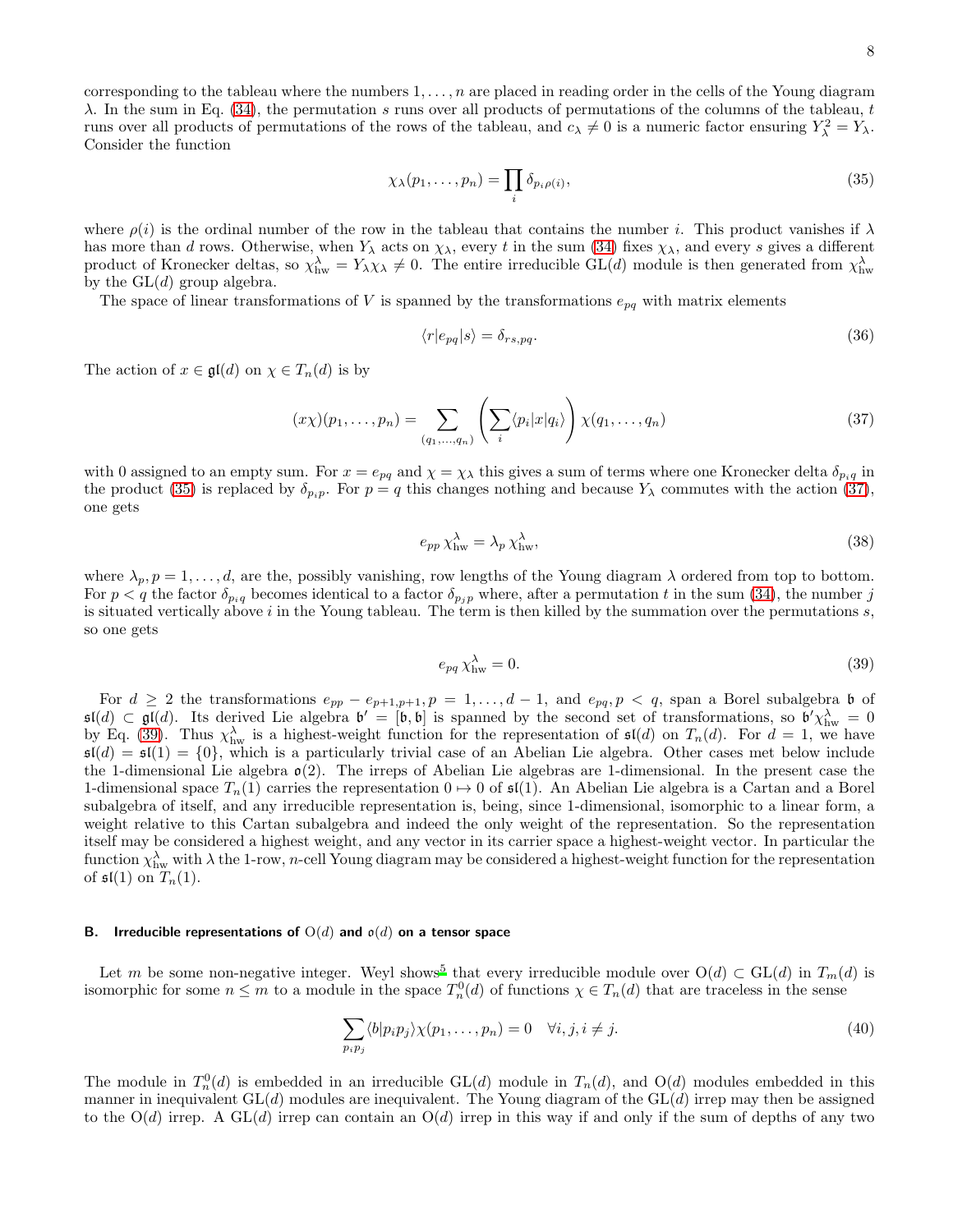corresponding to the tableau where the numbers $1,\ldots,n$ are placed in reading order in the cells of the Young diagram $\lambda$. In the sum in Eq. (34), the permutation $s$ runs over all products of permutations of the columns of the tableau, $t$ runs over all products of permutations of the rows of the tableau, and $c_\lambda \neq 0$ is a numeric factor ensuring $Y_\lambda^2 = Y_\lambda$. Consider the function

$$\chi_\lambda(p_1,\ldots,p_n) = \prod_i \delta_{p_i \rho(i)}, \tag{35}$$

where $\rho(i)$ is the ordinal number of the row in the tableau that contains the number $i$. This product vanishes if $\lambda$ has more than $d$ rows. Otherwise, when $Y_\lambda$ acts on $\chi_\lambda$, every $t$ in the sum (34) fixes $\chi_\lambda$, and every $s$ gives a different product of Kronecker deltas, so $\chi^\lambda_{\mathrm{hw}} = Y_\lambda \chi_\lambda \neq 0$. The entire irreducible $\mathrm{GL}(d)$ module is then generated from $\chi^\lambda_{\mathrm{hw}}$ by the $\mathrm{GL}(d)$ group algebra.

The space of linear transformations of $V$ is spanned by the transformations $e_{pq}$ with matrix elements

$$\langle r|e_{pq}|s\rangle = \delta_{rs,pq}. \tag{36}$$

The action of $x \in \mathfrak{gl}(d)$ on $\chi \in T_n(d)$ is by

$$(x\chi)(p_1,\ldots,p_n) = \sum_{(q_1,\ldots,q_n)} \left( \sum_i \langle p_i|x|q_i\rangle \right) \chi(q_1,\ldots,q_n) \tag{37}$$

with 0 assigned to an empty sum. For $x = e_{pq}$ and $\chi = \chi_\lambda$ this gives a sum of terms where one Kronecker delta $\delta_{p_i q}$ in the product (35) is replaced by $\delta_{p_i p}$. For $p = q$ this changes nothing and because $Y_\lambda$ commutes with the action (37), one gets

$$e_{pp}\, \chi^\lambda_{\mathrm{hw}} = \lambda_p\, \chi^\lambda_{\mathrm{hw}}, \tag{38}$$

where $\lambda_p, p = 1,\ldots,d$, are the, possibly vanishing, row lengths of the Young diagram $\lambda$ ordered from top to bottom. For $p < q$ the factor $\delta_{p_i q}$ becomes identical to a factor $\delta_{p_j p}$ where, after a permutation $t$ in the sum (34), the number $j$ is situated vertically above $i$ in the Young tableau. The term is then killed by the summation over the permutations $s$, so one gets

$$e_{pq}\, \chi^\lambda_{\mathrm{hw}} = 0. \tag{39}$$

For $d \geq 2$ the transformations $e_{pp} - e_{p+1,p+1}, p = 1,\ldots,d-1$, and $e_{pq}, p < q$, span a Borel subalgebra $\mathfrak{b}$ of $\mathfrak{sl}(d) \subset \mathfrak{gl}(d)$. Its derived Lie algebra $\mathfrak{b}' = [\mathfrak{b},\mathfrak{b}]$ is spanned by the second set of transformations, so $\mathfrak{b}'\chi^\lambda_{\mathrm{hw}} = 0$ by Eq. (39). Thus $\chi^\lambda_{\mathrm{hw}}$ is a highest-weight function for the representation of $\mathfrak{sl}(d)$ on $T_n(d)$. For $d = 1$, we have $\mathfrak{sl}(d) = \mathfrak{sl}(1) = \{0\}$, which is a particularly trivial case of an Abelian Lie algebra. Other cases met below include the 1-dimensional Lie algebra $\mathfrak{o}(2)$. The irreps of Abelian Lie algebras are 1-dimensional. In the present case the 1-dimensional space $T_n(1)$ carries the representation $0 \mapsto 0$ of $\mathfrak{sl}(1)$. An Abelian Lie algebra is a Cartan and a Borel subalgebra of itself, and any irreducible representation is, being, since 1-dimensional, isomorphic to a linear form, a weight relative to this Cartan subalgebra and indeed the only weight of the representation. So the representation itself may be considered a highest weight, and any vector in its carrier space a highest-weight vector. In particular the function $\chi^\lambda_{\mathrm{hw}}$ with $\lambda$ the 1-row, $n$-cell Young diagram may be considered a highest-weight function for the representation of $\mathfrak{sl}(1)$ on $T_n(1)$.

### B. Irreducible representations of $\mathrm{O}(d)$ and $\mathfrak{o}(d)$ on a tensor space

Let $m$ be some non-negative integer. Weyl shows[5] that every irreducible module over $\mathrm{O}(d) \subset \mathrm{GL}(d)$ in $T_m(d)$ is isomorphic for some $n \leq m$ to a module in the space $T^0_n(d)$ of functions $\chi \in T_n(d)$ that are traceless in the sense

$$\sum_{p_i p_j} \langle b|p_i p_j\rangle \chi(p_1,\ldots,p_n) = 0 \quad \forall i,j, i \neq j. \tag{40}$$

The module in $T^0_n(d)$ is embedded in an irreducible $\mathrm{GL}(d)$ module in $T_n(d)$, and $\mathrm{O}(d)$ modules embedded in this manner in inequivalent $\mathrm{GL}(d)$ modules are inequivalent. The Young diagram of the $\mathrm{GL}(d)$ irrep may then be assigned to the $\mathrm{O}(d)$ irrep. A $\mathrm{GL}(d)$ irrep can contain an $\mathrm{O}(d)$ irrep in this way if and only if the sum of depths of any two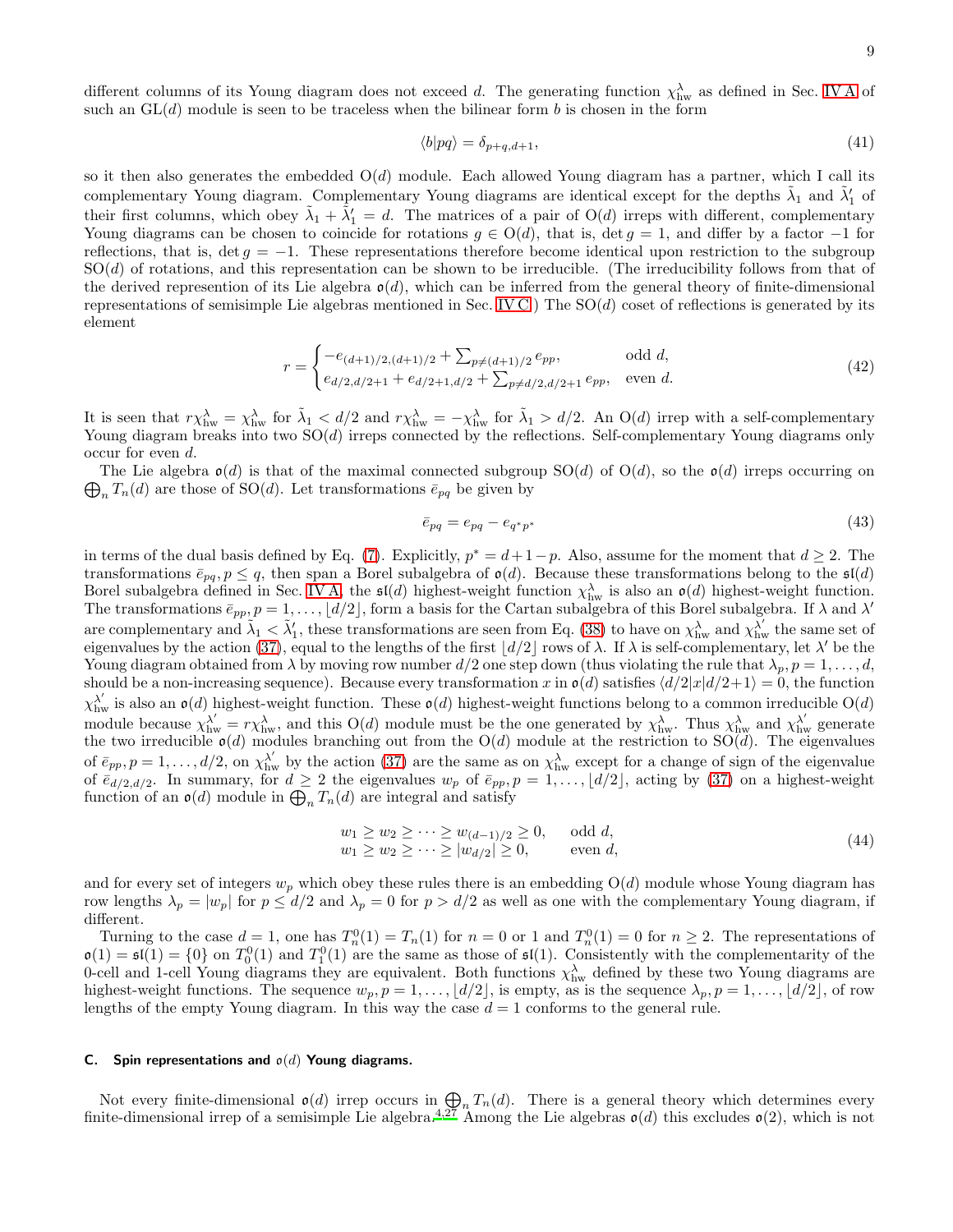different columns of its Young diagram does not exceed $d$. The generating function $\chi^\lambda_{\rm hw}$ as defined in Sec. IV A of such an $\mathrm{GL}(d)$ module is seen to be traceless when the bilinear form $b$ is chosen in the form

$$\langle b|pq\rangle = \delta_{p+q,d+1}, \tag{41}$$

so it then also generates the embedded $\mathrm{O}(d)$ module. Each allowed Young diagram has a partner, which I call its complementary Young diagram. Complementary Young diagrams are identical except for the depths $\tilde\lambda_1$ and $\tilde\lambda'_1$ of their first columns, which obey $\tilde\lambda_1 + \tilde\lambda'_1 = d$. The matrices of a pair of $\mathrm{O}(d)$ irreps with different, complementary Young diagrams can be chosen to coincide for rotations $g \in \mathrm{O}(d)$, that is, $\det g = 1$, and differ by a factor $-1$ for reflections, that is, $\det g = -1$. These representations therefore become identical upon restriction to the subgroup $\mathrm{SO}(d)$ of rotations, and this representation can be shown to be irreducible. (The irreducibility follows from that of the derived represention of its Lie algebra $\mathfrak{o}(d)$, which can be inferred from the general theory of finite-dimensional representations of semisimple Lie algebras mentioned in Sec. IV C.) The $\mathrm{SO}(d)$ coset of reflections is generated by its element

$$r = \begin{cases} -e_{(d+1)/2,(d+1)/2} + \sum_{p\neq(d+1)/2} e_{pp}, & \text{odd } d,\\ e_{d/2,d/2+1} + e_{d/2+1,d/2} + \sum_{p\neq d/2,d/2+1} e_{pp}, & \text{even } d. \end{cases} \tag{42}$$

It is seen that $r\chi^\lambda_{\rm hw} = \chi^\lambda_{\rm hw}$ for $\tilde\lambda_1 < d/2$ and $r\chi^\lambda_{\rm hw} = -\chi^\lambda_{\rm hw}$ for $\tilde\lambda_1 > d/2$. An $\mathrm{O}(d)$ irrep with a self-complementary Young diagram breaks into two $\mathrm{SO}(d)$ irreps connected by the reflections. Self-complementary Young diagrams only occur for even $d$.

The Lie algebra $\mathfrak{o}(d)$ is that of the maximal connected subgroup $\mathrm{SO}(d)$ of $\mathrm{O}(d)$, so the $\mathfrak{o}(d)$ irreps occurring on $\bigoplus_n T_n(d)$ are those of $\mathrm{SO}(d)$. Let transformations $\bar e_{pq}$ be given by

$$\bar e_{pq} = e_{pq} - e_{q^*p^*} \tag{43}$$

in terms of the dual basis defined by Eq. (7). Explicitly, $p^* = d+1-p$. Also, assume for the moment that $d \geq 2$. The transformations $\bar e_{pq}, p \leq q$, then span a Borel subalgebra of $\mathfrak{o}(d)$. Because these transformations belong to the $\mathfrak{sl}(d)$ Borel subalgebra defined in Sec. IV A, the $\mathfrak{sl}(d)$ highest-weight function $\chi^\lambda_{\rm hw}$ is also an $\mathfrak{o}(d)$ highest-weight function. The transformations $\bar e_{pp}, p = 1,\ldots,\lfloor d/2\rfloor$, form a basis for the Cartan subalgebra of this Borel subalgebra. If $\lambda$ and $\lambda'$ are complementary and $\tilde\lambda_1 < \tilde\lambda'_1$, these transformations are seen from Eq. (38) to have on $\chi^\lambda_{\rm hw}$ and $\chi^{\lambda'}_{\rm hw}$ the same set of eigenvalues by the action (37), equal to the lengths of the first $\lfloor d/2\rfloor$ rows of $\lambda$. If $\lambda$ is self-complementary, let $\lambda'$ be the Young diagram obtained from $\lambda$ by moving row number $d/2$ one step down (thus violating the rule that $\lambda_p, p = 1,\ldots,d$, should be a non-increasing sequence). Because every transformation $x$ in $\mathfrak{o}(d)$ satisfies $\langle d/2|x|d/2+1\rangle = 0$, the function $\chi^{\lambda'}_{\rm hw}$ is also an $\mathfrak{o}(d)$ highest-weight function. These $\mathfrak{o}(d)$ highest-weight functions belong to a common irreducible $\mathrm{O}(d)$ module because $\chi^{\lambda'}_{\rm hw} = r\chi^\lambda_{\rm hw}$, and this $\mathrm{O}(d)$ module must be the one generated by $\chi^\lambda_{\rm hw}$. Thus $\chi^\lambda_{\rm hw}$ and $\chi^{\lambda'}_{\rm hw}$ generate the two irreducible $\mathfrak{o}(d)$ modules branching out from the $\mathrm{O}(d)$ module at the restriction to $\mathrm{SO}(d)$. The eigenvalues of $\bar e_{pp}, p = 1,\ldots,d/2$, on $\chi^{\lambda'}_{\rm hw}$ by the action (37) are the same as on $\chi^\lambda_{\rm hw}$ except for a change of sign of the eigenvalue of $\bar e_{d/2,d/2}$. In summary, for $d \geq 2$ the eigenvalues $w_p$ of $\bar e_{pp}, p = 1,\ldots,\lfloor d/2\rfloor$, acting by (37) on a highest-weight function of an $\mathfrak{o}(d)$ module in $\bigoplus_n T_n(d)$ are integral and satisfy

$$\begin{aligned} &w_1 \geq w_2 \geq \cdots \geq w_{(d-1)/2} \geq 0, && \text{odd } d,\\ &w_1 \geq w_2 \geq \cdots \geq |w_{d/2}| \geq 0, && \text{even } d, \end{aligned} \tag{44}$$

and for every set of integers $w_p$ which obey these rules there is an embedding $\mathrm{O}(d)$ module whose Young diagram has row lengths $\lambda_p = |w_p|$ for $p \leq d/2$ and $\lambda_p = 0$ for $p > d/2$ as well as one with the complementary Young diagram, if different.

Turning to the case $d = 1$, one has $T^0_n(1) = T_n(1)$ for $n = 0$ or $1$ and $T^0_n(1) = 0$ for $n \geq 2$. The representations of $\mathfrak{o}(1) = \mathfrak{sl}(1) = \{0\}$ on $T^0_0(1)$ and $T^0_1(1)$ are the same as those of $\mathfrak{sl}(1)$. Consistently with the complementarity of the 0-cell and 1-cell Young diagrams they are equivalent. Both functions $\chi^\lambda_{\rm hw}$ defined by these two Young diagrams are highest-weight functions. The sequence $w_p, p = 1,\ldots,\lfloor d/2\rfloor$, is empty, as is the sequence $\lambda_p, p = 1,\ldots,\lfloor d/2\rfloor$, of row lengths of the empty Young diagram. In this way the case $d = 1$ conforms to the general rule.

### C. Spin representations and $\mathfrak{o}(d)$ Young diagrams.

Not every finite-dimensional $\mathfrak{o}(d)$ irrep occurs in $\bigoplus_n T_n(d)$. There is a general theory which determines every finite-dimensional irrep of a semisimple Lie algebra.[4,27] Among the Lie algebras $\mathfrak{o}(d)$ this excludes $\mathfrak{o}(2)$, which is not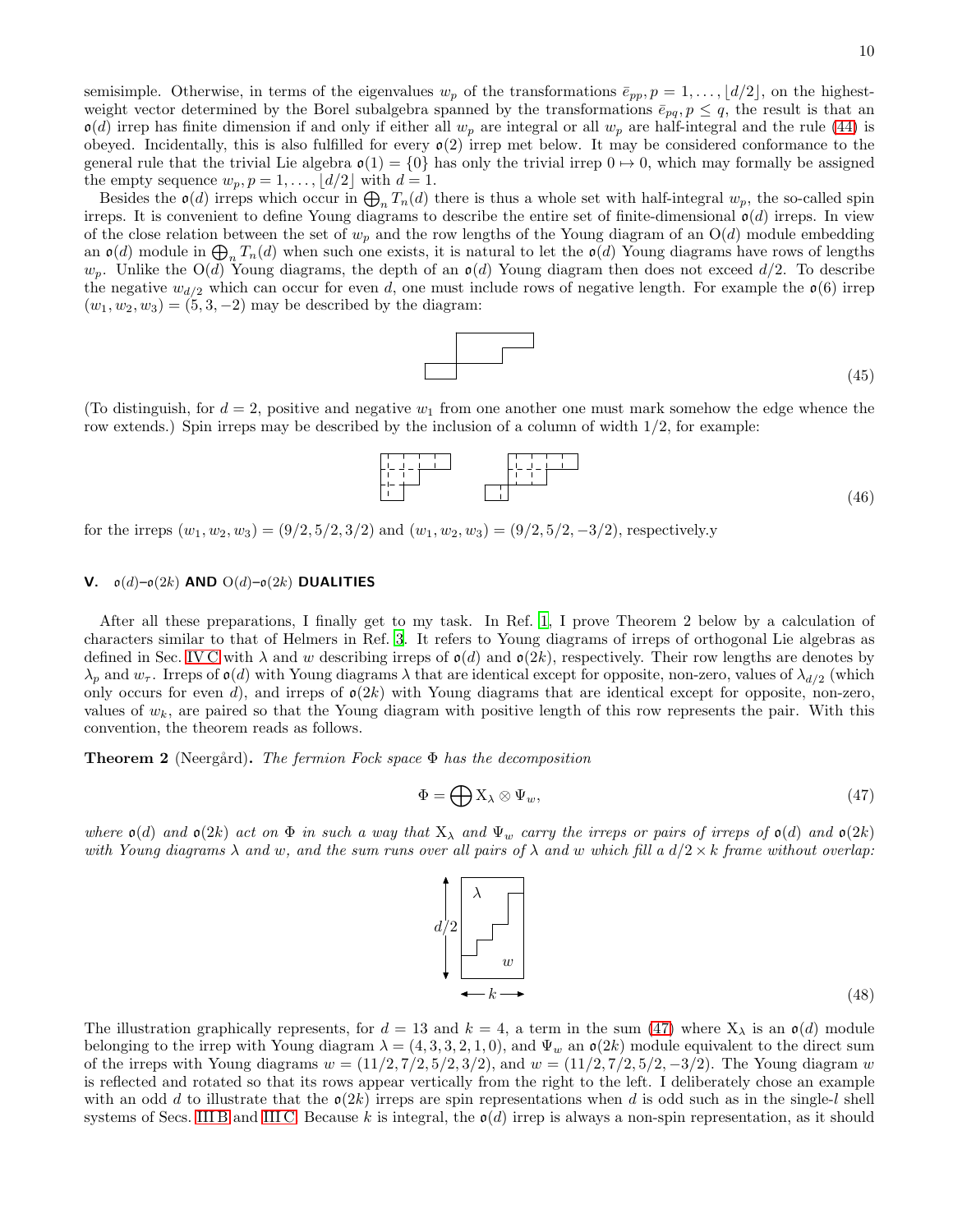semisimple. Otherwise, in terms of the eigenvalues $w_p$ of the transformations $\bar{e}_{pp}, p = 1, \ldots, \lfloor d/2 \rfloor$, on the highest-weight vector determined by the Borel subalgebra spanned by the transformations $\bar{e}_{pq}, p \leq q$, the result is that an $\mathfrak{o}(d)$ irrep has finite dimension if and only if either all $w_p$ are integral or all $w_p$ are half-integral and the rule (44) is obeyed. Incidentally, this is also fulfilled for every $\mathfrak{o}(2)$ irrep met below. It may be considered conformance to the general rule that the trivial Lie algebra $\mathfrak{o}(1) = \{0\}$ has only the trivial irrep $0 \mapsto 0$, which may formally be assigned the empty sequence $w_p, p = 1, \ldots, \lfloor d/2 \rfloor$ with $d = 1$.

Besides the $\mathfrak{o}(d)$ irreps which occur in $\bigoplus_n T_n(d)$ there is thus a whole set with half-integral $w_p$, the so-called spin irreps. It is convenient to define Young diagrams to describe the entire set of finite-dimensional $\mathfrak{o}(d)$ irreps. In view of the close relation between the set of $w_p$ and the row lengths of the Young diagram of an $\mathrm{O}(d)$ module embedding an $\mathfrak{o}(d)$ module in $\bigoplus_n T_n(d)$ when such one exists, it is natural to let the $\mathfrak{o}(d)$ Young diagrams have rows of lengths $w_p$. Unlike the $\mathrm{O}(d)$ Young diagrams, the depth of an $\mathfrak{o}(d)$ Young diagram then does not exceed $d/2$. To describe the negative $w_{d/2}$ which can occur for even $d$, one must include rows of negative length. For example the $\mathfrak{o}(6)$ irrep $(w_1, w_2, w_3) = (5, 3, -2)$ may be described by the diagram:

$$(45)$$

(To distinguish, for $d = 2$, positive and negative $w_1$ from one another one must mark somehow the edge whence the row extends.) Spin irreps may be described by the inclusion of a column of width 1/2, for example:

$$(46)$$

for the irreps $(w_1, w_2, w_3) = (9/2, 5/2, 3/2)$ and $(w_1, w_2, w_3) = (9/2, 5/2, -3/2)$, respectively.y

## V. $\mathfrak{o}(d)$–$\mathfrak{o}(2k)$ AND $\mathrm{O}(d)$–$\mathfrak{o}(2k)$ DUALITIES

After all these preparations, I finally get to my task. In Ref. [1], I prove Theorem 2 below by a calculation of characters similar to that of Helmers in Ref. [3]. It refers to Young diagrams of irreps of orthogonal Lie algebras as defined in Sec. IV C with $\lambda$ and $w$ describing irreps of $\mathfrak{o}(d)$ and $\mathfrak{o}(2k)$, respectively. Their row lengths are denotes by $\lambda_p$ and $w_\tau$. Irreps of $\mathfrak{o}(d)$ with Young diagrams $\lambda$ that are identical except for opposite, non-zero, values of $\lambda_{d/2}$ (which only occurs for even $d$), and irreps of $\mathfrak{o}(2k)$ with Young diagrams that are identical except for opposite, non-zero, values of $w_k$, are paired so that the Young diagram with positive length of this row represents the pair. With this convention, the theorem reads as follows.

**Theorem 2** (Neergård). *The fermion Fock space $\Phi$ has the decomposition*

$$\Phi = \bigoplus \mathrm{X}_\lambda \otimes \Psi_w, \tag{47}$$

*where $\mathfrak{o}(d)$ and $\mathfrak{o}(2k)$ act on $\Phi$ in such a way that $\mathrm{X}_\lambda$ and $\Psi_w$ carry the irreps or pairs of irreps of $\mathfrak{o}(d)$ and $\mathfrak{o}(2k)$ with Young diagrams $\lambda$ and $w$, and the sum runs over all pairs of $\lambda$ and $w$ which fill a $d/2 \times k$ frame without overlap:*

$$(48)$$

The illustration graphically represents, for $d = 13$ and $k = 4$, a term in the sum (47) where $\mathrm{X}_\lambda$ is an $\mathfrak{o}(d)$ module belonging to the irrep with Young diagram $\lambda = (4, 3, 3, 2, 1, 0)$, and $\Psi_w$ an $\mathfrak{o}(2k)$ module equivalent to the direct sum of the irreps with Young diagrams $w = (11/2, 7/2, 5/2, 3/2)$, and $w = (11/2, 7/2, 5/2, -3/2)$. The Young diagram $w$ is reflected and rotated so that its rows appear vertically from the right to the left. I deliberately chose an example with an odd $d$ to illustrate that the $\mathfrak{o}(2k)$ irreps are spin representations when $d$ is odd such as in the single-$l$ shell systems of Secs. III B and III C. Because $k$ is integral, the $\mathfrak{o}(d)$ irrep is always a non-spin representation, as it should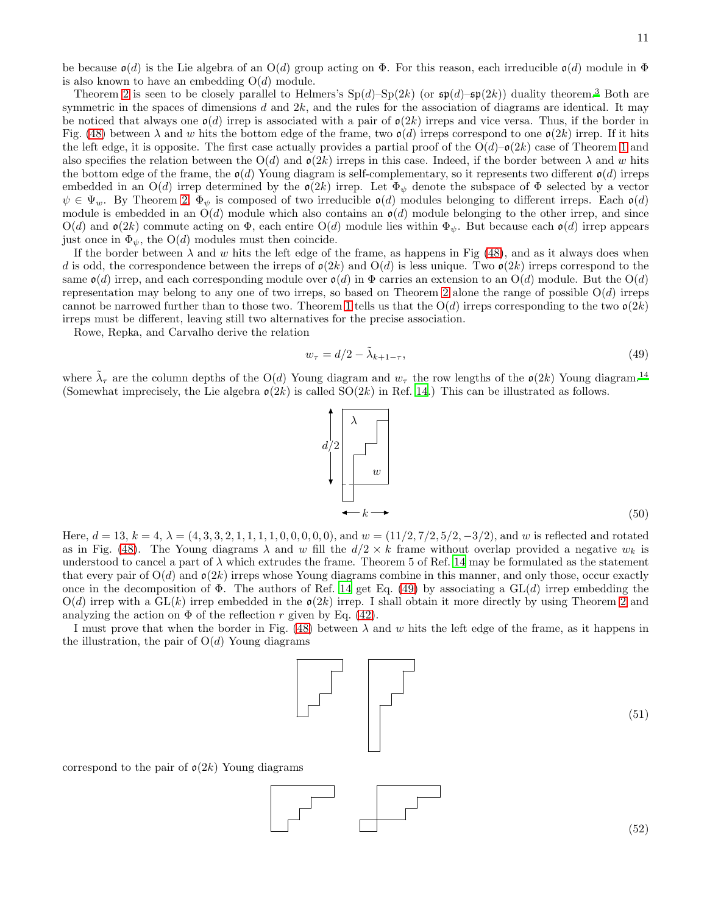be because $\mathfrak{o}(d)$ is the Lie algebra of an O($d$) group acting on $\Phi$. For this reason, each irreducible $\mathfrak{o}(d)$ module in $\Phi$ is also known to have an embedding O($d$) module.

Theorem 2 is seen to be closely parallel to Helmers's Sp($d$)–Sp($2k$) (or $\mathfrak{sp}(d)$–$\mathfrak{sp}(2k)$) duality theorem.[3] Both are symmetric in the spaces of dimensions $d$ and $2k$, and the rules for the association of diagrams are identical. It may be noticed that always one $\mathfrak{o}(d)$ irrep is associated with a pair of $\mathfrak{o}(2k)$ irreps and vice versa. Thus, if the border in Fig. (48) between $\lambda$ and $w$ hits the bottom edge of the frame, two $\mathfrak{o}(d)$ irreps correspond to one $\mathfrak{o}(2k)$ irrep. If it hits the left edge, it is opposite. The first case actually provides a partial proof of the O($d$)–$\mathfrak{o}(2k)$ case of Theorem 1 and also specifies the relation between the O($d$) and $\mathfrak{o}(2k)$ irreps in this case. Indeed, if the border between $\lambda$ and $w$ hits the bottom edge of the frame, the $\mathfrak{o}(d)$ Young diagram is self-complementary, so it represents two different $\mathfrak{o}(d)$ irreps embedded in an O($d$) irrep determined by the $\mathfrak{o}(2k)$ irrep. Let $\Phi_\psi$ denote the subspace of $\Phi$ selected by a vector $\psi \in \Psi_w$. By Theorem 2, $\Phi_\psi$ is composed of two irreducible $\mathfrak{o}(d)$ modules belonging to different irreps. Each $\mathfrak{o}(d)$ module is embedded in an O($d$) module which also contains an $\mathfrak{o}(d)$ module belonging to the other irrep, and since O($d$) and $\mathfrak{o}(2k)$ commute acting on $\Phi$, each entire O($d$) module lies within $\Phi_\psi$. But because each $\mathfrak{o}(d)$ irrep appears just once in $\Phi_\psi$, the O($d$) modules must then coincide.

If the border between $\lambda$ and $w$ hits the left edge of the frame, as happens in Fig (48), and as it always does when $d$ is odd, the correspondence between the irreps of $\mathfrak{o}(2k)$ and O($d$) is less unique. Two $\mathfrak{o}(2k)$ irreps correspond to the same $\mathfrak{o}(d)$ irrep, and each corresponding module over $\mathfrak{o}(d)$ in $\Phi$ carries an extension to an O($d$) module. But the O($d$) representation may belong to any one of two irreps, so based on Theorem 2 alone the range of possible O($d$) irreps cannot be narrowed further than to those two. Theorem 1 tells us that the O($d$) irreps corresponding to the two $\mathfrak{o}(2k)$ irreps must be different, leaving still two alternatives for the precise association.

Rowe, Repka, and Carvalho derive the relation

$$w_\tau = d/2 - \tilde{\lambda}_{k+1-\tau}, \tag{49}$$

where $\tilde{\lambda}_\tau$ are the column depths of the O($d$) Young diagram and $w_\tau$ the row lengths of the $\mathfrak{o}(2k)$ Young diagram.[14] (Somewhat imprecisely, the Lie algebra $\mathfrak{o}(2k)$ is called SO($2k$) in Ref. 14.) This can be illustrated as follows.

$$\tag{50}$$

Here, $d = 13$, $k = 4$, $\lambda = (4, 3, 3, 2, 1, 1, 1, 1, 0, 0, 0, 0, 0)$, and $w = (11/2, 7/2, 5/2, -3/2)$, and $w$ is reflected and rotated as in Fig. (48). The Young diagrams $\lambda$ and $w$ fill the $d/2 \times k$ frame without overlap provided a negative $w_k$ is understood to cancel a part of $\lambda$ which extrudes the frame. Theorem 5 of Ref. 14 may be formulated as the statement that every pair of O($d$) and $\mathfrak{o}(2k)$ irreps whose Young diagrams combine in this manner, and only those, occur exactly once in the decomposition of $\Phi$. The authors of Ref. 14 get Eq. (49) by associating a GL($d$) irrep embedding the O($d$) irrep with a GL($k$) irrep embedded in the $\mathfrak{o}(2k)$ irrep. I shall obtain it more directly by using Theorem 2 and analyzing the action on $\Phi$ of the reflection $r$ given by Eq. (42).

I must prove that when the border in Fig. (48) between $\lambda$ and $w$ hits the left edge of the frame, as it happens in the illustration, the pair of O($d$) Young diagrams

$$\tag{51}$$

correspond to the pair of $\mathfrak{o}(2k)$ Young diagrams

$$\tag{52}$$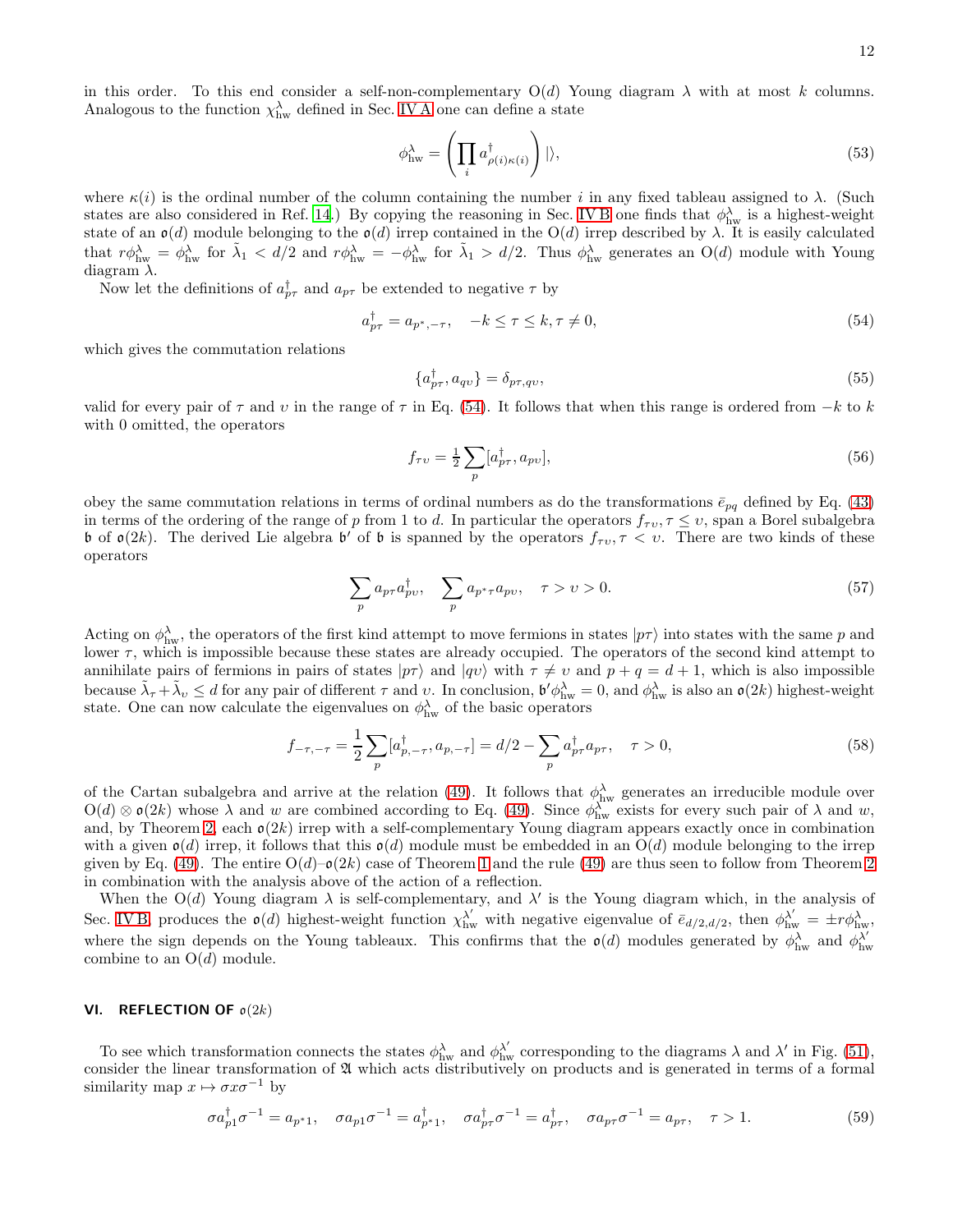in this order. To this end consider a self-non-complementary $\mathrm{O}(d)$ Young diagram $\lambda$ with at most $k$ columns. Analogous to the function $\chi^\lambda_{\rm hw}$ defined in Sec. IV A one can define a state

$$\phi^\lambda_{\rm hw} = \left( \prod_i a^\dagger_{\rho(i)\kappa(i)} \right) |\rangle, \tag{53}$$

where $\kappa(i)$ is the ordinal number of the column containing the number $i$ in any fixed tableau assigned to $\lambda$. (Such states are also considered in Ref. [14].) By copying the reasoning in Sec. IV B one finds that $\phi^\lambda_{\rm hw}$ is a highest-weight state of an $\mathfrak{o}(d)$ module belonging to the $\mathfrak{o}(d)$ irrep contained in the $\mathrm{O}(d)$ irrep described by $\lambda$. It is easily calculated that $r\phi^\lambda_{\rm hw} = \phi^\lambda_{\rm hw}$ for $\tilde\lambda_1 < d/2$ and $r\phi^\lambda_{\rm hw} = -\phi^\lambda_{\rm hw}$ for $\tilde\lambda_1 > d/2$. Thus $\phi^\lambda_{\rm hw}$ generates an $\mathrm{O}(d)$ module with Young diagram $\lambda$.

Now let the definitions of $a^\dagger_{p\tau}$ and $a_{p\tau}$ be extended to negative $\tau$ by

$$a^\dagger_{p\tau} = a_{p^*,-\tau}, \quad -k \le \tau \le k, \tau \ne 0, \tag{54}$$

which gives the commutation relations

$$\{a^\dagger_{p\tau}, a_{q\upsilon}\} = \delta_{p\tau,q\upsilon}, \tag{55}$$

valid for every pair of $\tau$ and $\upsilon$ in the range of $\tau$ in Eq. (54). It follows that when this range is ordered from $-k$ to $k$ with 0 omitted, the operators

$$f_{\tau\upsilon} = \tfrac{1}{2} \sum_p [a^\dagger_{p\tau}, a_{p\upsilon}], \tag{56}$$

obey the same commutation relations in terms of ordinal numbers as do the transformations $\bar e_{pq}$ defined by Eq. (43) in terms of the ordering of the range of $p$ from 1 to $d$. In particular the operators $f_{\tau\upsilon}, \tau \le \upsilon$, span a Borel subalgebra $\mathfrak{b}$ of $\mathfrak{o}(2k)$. The derived Lie algebra $\mathfrak{b}'$ of $\mathfrak{b}$ is spanned by the operators $f_{\tau\upsilon}, \tau < \upsilon$. There are two kinds of these operators

$$\sum_p a_{p\tau} a^\dagger_{p\upsilon}, \quad \sum_p a_{p^*\tau} a_{p\upsilon}, \quad \tau > \upsilon > 0. \tag{57}$$

Acting on $\phi^\lambda_{\rm hw}$, the operators of the first kind attempt to move fermions in states $|p\tau\rangle$ into states with the same $p$ and lower $\tau$, which is impossible because these states are already occupied. The operators of the second kind attempt to annihilate pairs of fermions in pairs of states $|p\tau\rangle$ and $|q\upsilon\rangle$ with $\tau \ne \upsilon$ and $p + q = d + 1$, which is also impossible because $\tilde\lambda_\tau + \tilde\lambda_\upsilon \le d$ for any pair of different $\tau$ and $\upsilon$. In conclusion, $\mathfrak{b}'\phi^\lambda_{\rm hw} = 0$, and $\phi^\lambda_{\rm hw}$ is also an $\mathfrak{o}(2k)$ highest-weight state. One can now calculate the eigenvalues on $\phi^\lambda_{\rm hw}$ of the basic operators

$$f_{-\tau,-\tau} = \frac{1}{2} \sum_p [a^\dagger_{p,-\tau}, a_{p,-\tau}] = d/2 - \sum_p a^\dagger_{p\tau} a_{p\tau}, \quad \tau > 0, \tag{58}$$

of the Cartan subalgebra and arrive at the relation (49). It follows that $\phi^\lambda_{\rm hw}$ generates an irreducible module over $\mathrm{O}(d) \otimes \mathfrak{o}(2k)$ whose $\lambda$ and $w$ are combined according to Eq. (49). Since $\phi^\lambda_{\rm hw}$ exists for every such pair of $\lambda$ and $w$, and, by Theorem 2, each $\mathfrak{o}(2k)$ irrep with a self-complementary Young diagram appears exactly once in combination with a given $\mathfrak{o}(d)$ irrep, it follows that this $\mathfrak{o}(d)$ module must be embedded in an $\mathrm{O}(d)$ module belonging to the irrep given by Eq. (49). The entire $\mathrm{O}(d)$–$\mathfrak{o}(2k)$ case of Theorem 1 and the rule (49) are thus seen to follow from Theorem 2 in combination with the analysis above of the action of a reflection.

When the $\mathrm{O}(d)$ Young diagram $\lambda$ is self-complementary, and $\lambda'$ is the Young diagram which, in the analysis of Sec. IV B, produces the $\mathfrak{o}(d)$ highest-weight function $\chi^{\lambda'}_{\rm hw}$ with negative eigenvalue of $\bar e_{d/2,d/2}$, then $\phi^{\lambda'}_{\rm hw} = \pm r\phi^\lambda_{\rm hw}$, where the sign depends on the Young tableaux. This confirms that the $\mathfrak{o}(d)$ modules generated by $\phi^\lambda_{\rm hw}$ and $\phi^{\lambda'}_{\rm hw}$ combine to an $\mathrm{O}(d)$ module.

## VI. REFLECTION OF $\mathfrak{o}(2k)$

To see which transformation connects the states $\phi^\lambda_{\rm hw}$ and $\phi^{\lambda'}_{\rm hw}$ corresponding to the diagrams $\lambda$ and $\lambda'$ in Fig. (51), consider the linear transformation of $\mathfrak{A}$ which acts distributively on products and is generated in terms of a formal similarity map $x \mapsto \sigma x \sigma^{-1}$ by

$$\sigma a^\dagger_{p1} \sigma^{-1} = a_{p^*1}, \quad \sigma a_{p1} \sigma^{-1} = a^\dagger_{p^*1}, \quad \sigma a^\dagger_{p\tau} \sigma^{-1} = a^\dagger_{p\tau}, \quad \sigma a_{p\tau} \sigma^{-1} = a_{p\tau}, \quad \tau > 1. \tag{59}$$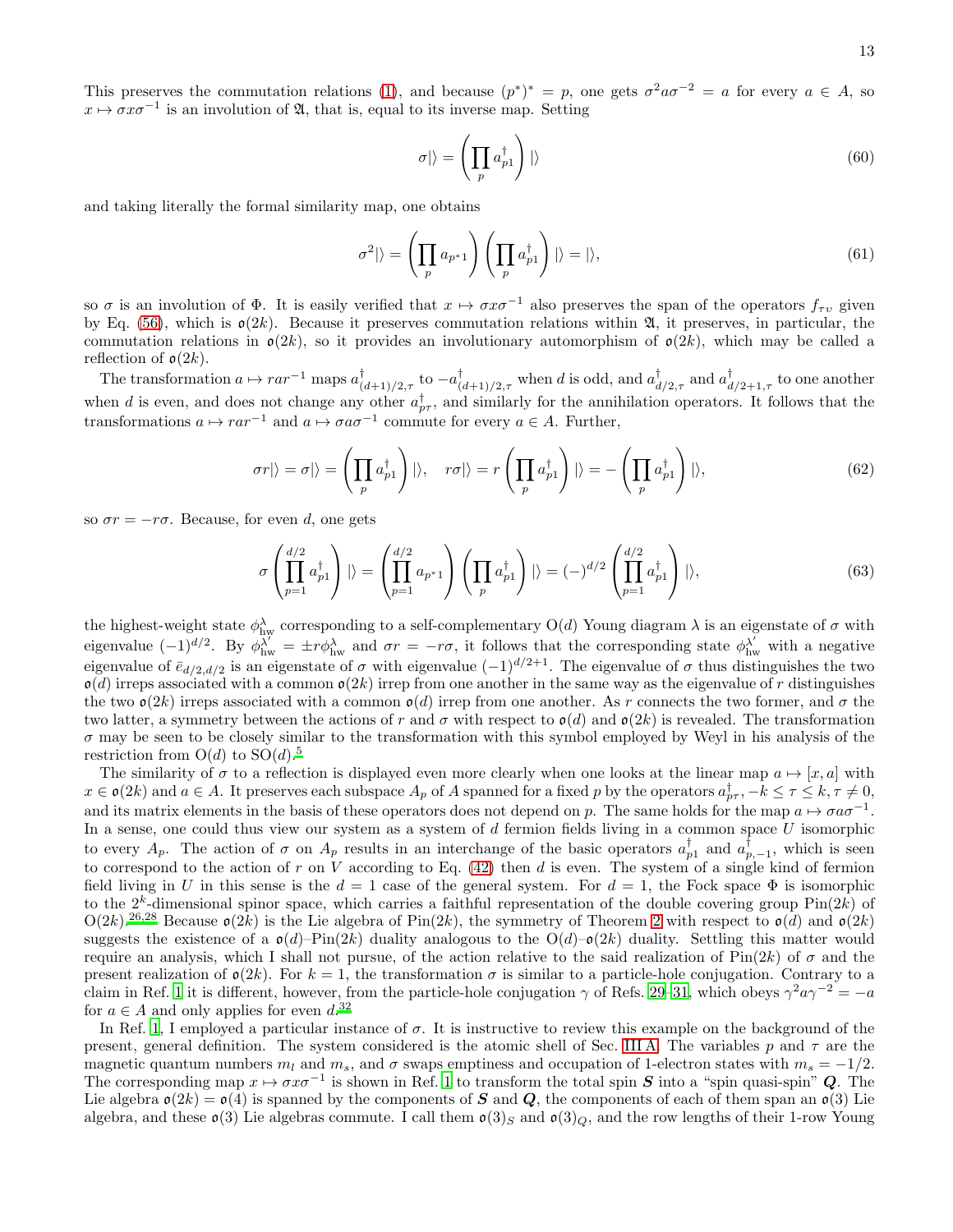This preserves the commutation relations (1), and because $(p^*)^* = p$, one gets $\sigma^2 a \sigma^{-2} = a$ for every $a \in A$, so $x \mapsto \sigma x \sigma^{-1}$ is an involution of $\mathfrak{A}$, that is, equal to its inverse map. Setting

$$\sigma|\rangle = \left( \prod_p a_{p1}^\dagger \right) |\rangle \tag{60}$$

and taking literally the formal similarity map, one obtains

$$\sigma^2|\rangle = \left( \prod_p a_{p^*1} \right) \left( \prod_p a_{p1}^\dagger \right) |\rangle = |\rangle, \tag{61}$$

so $\sigma$ is an involution of $\Phi$. It is easily verified that $x \mapsto \sigma x \sigma^{-1}$ also preserves the span of the operators $f_{\tau\upsilon}$ given by Eq. (56), which is $\mathfrak{o}(2k)$. Because it preserves commutation relations within $\mathfrak{A}$, it preserves, in particular, the commutation relations in $\mathfrak{o}(2k)$, so it provides an involutionary automorphism of $\mathfrak{o}(2k)$, which may be called a reflection of $\mathfrak{o}(2k)$.

The transformation $a \mapsto r a r^{-1}$ maps $a_{(d+1)/2,\tau}^\dagger$ to $-a_{(d+1)/2,\tau}^\dagger$ when $d$ is odd, and $a_{d/2,\tau}^\dagger$ and $a_{d/2+1,\tau}^\dagger$ to one another when $d$ is even, and does not change any other $a_{p\tau}^\dagger$, and similarly for the annihilation operators. It follows that the transformations $a \mapsto r a r^{-1}$ and $a \mapsto \sigma a \sigma^{-1}$ commute for every $a \in A$. Further,

$$\sigma r|\rangle = \sigma|\rangle = \left( \prod_p a_{p1}^\dagger \right) |\rangle, \quad r\sigma|\rangle = r \left( \prod_p a_{p1}^\dagger \right) |\rangle = - \left( \prod_p a_{p1}^\dagger \right) |\rangle, \tag{62}$$

so $\sigma r = -r\sigma$. Because, for even $d$, one gets

$$\sigma \left( \prod_{p=1}^{d/2} a_{p1}^\dagger \right) |\rangle = \left( \prod_{p=1}^{d/2} a_{p^*1} \right) \left( \prod_p a_{p1}^\dagger \right) |\rangle = (-)^{d/2} \left( \prod_{p=1}^{d/2} a_{p1}^\dagger \right) |\rangle, \tag{63}$$

the highest-weight state $\phi_{\text{hw}}^\lambda$ corresponding to a self-complementary O($d$) Young diagram $\lambda$ is an eigenstate of $\sigma$ with eigenvalue $(-1)^{d/2}$. By $\phi_{\text{hw}}^{\lambda'} = \pm r \phi_{\text{hw}}^\lambda$ and $\sigma r = -r\sigma$, it follows that the corresponding state $\phi_{\text{hw}}^{\lambda'}$ with a negative eigenvalue of $\bar{e}_{d/2,d/2}$ is an eigenstate of $\sigma$ with eigenvalue $(-1)^{d/2+1}$. The eigenvalue of $\sigma$ thus distinguishes the two $\mathfrak{o}(d)$ irreps associated with a common $\mathfrak{o}(2k)$ irrep from one another in the same way as the eigenvalue of $r$ distinguishes the two $\mathfrak{o}(2k)$ irreps associated with a common $\mathfrak{o}(d)$ irrep from one another. As $r$ connects the two former, and $\sigma$ the two latter, a symmetry between the actions of $r$ and $\sigma$ with respect to $\mathfrak{o}(d)$ and $\mathfrak{o}(2k)$ is revealed. The transformation $\sigma$ may be seen to be closely similar to the transformation with this symbol employed by Weyl in his analysis of the restriction from O($d$) to SO($d$).[5]

The similarity of $\sigma$ to a reflection is displayed even more clearly when one looks at the linear map $a \mapsto [x, a]$ with $x \in \mathfrak{o}(2k)$ and $a \in A$. It preserves each subspace $A_p$ of $A$ spanned for a fixed $p$ by the operators $a_{p\tau}^\dagger, -k \le \tau \le k, \tau \ne 0$, and its matrix elements in the basis of these operators does not depend on $p$. The same holds for the map $a \mapsto \sigma a \sigma^{-1}$. In a sense, one could thus view our system as a system of $d$ fermion fields living in a common space $U$ isomorphic to every $A_p$. The action of $\sigma$ on $A_p$ results in an interchange of the basic operators $a_{p1}^\dagger$ and $a_{p,-1}^\dagger$, which is seen to correspond to the action of $r$ on $V$ according to Eq. (42) then $d$ is even. The system of a single kind of fermion field living in $U$ in this sense is the $d = 1$ case of the general system. For $d = 1$, the Fock space $\Phi$ is isomorphic to the $2^k$-dimensional spinor space, which carries a faithful representation of the double covering group Pin($2k$) of O($2k$).[26,28] Because $\mathfrak{o}(2k)$ is the Lie algebra of Pin($2k$), the symmetry of Theorem 2 with respect to $\mathfrak{o}(d)$ and $\mathfrak{o}(2k)$ suggests the existence of a $\mathfrak{o}(d)$–Pin($2k$) duality analogous to the O($d$)–$\mathfrak{o}(2k)$ duality. Settling this matter would require an analysis, which I shall not pursue, of the action relative to the said realization of Pin($2k$) of $\sigma$ and the present realization of $\mathfrak{o}(2k)$. For $k = 1$, the transformation $\sigma$ is similar to a particle-hole conjugation. Contrary to a claim in Ref. 1 it is different, however, from the particle-hole conjugation $\gamma$ of Refs. 29–31, which obeys $\gamma^2 a \gamma^{-2} = -a$ for $a \in A$ and only applies for even $d$.[32]

In Ref. 1, I employed a particular instance of $\sigma$. It is instructive to review this example on the background of the present, general definition. The system considered is the atomic shell of Sec. III A. The variables $p$ and $\tau$ are the magnetic quantum numbers $m_l$ and $m_s$, and $\sigma$ swaps emptiness and occupation of 1-electron states with $m_s = -1/2$. The corresponding map $x \mapsto \sigma x \sigma^{-1}$ is shown in Ref. 1 to transform the total spin $\boldsymbol{S}$ into a "spin quasi-spin" $\boldsymbol{Q}$. The Lie algebra $\mathfrak{o}(2k) = \mathfrak{o}(4)$ is spanned by the components of $\boldsymbol{S}$ and $\boldsymbol{Q}$, the components of each of them span an $\mathfrak{o}(3)$ Lie algebra, and these $\mathfrak{o}(3)$ Lie algebras commute. I call them $\mathfrak{o}(3)_S$ and $\mathfrak{o}(3)_Q$, and the row lengths of their 1-row Young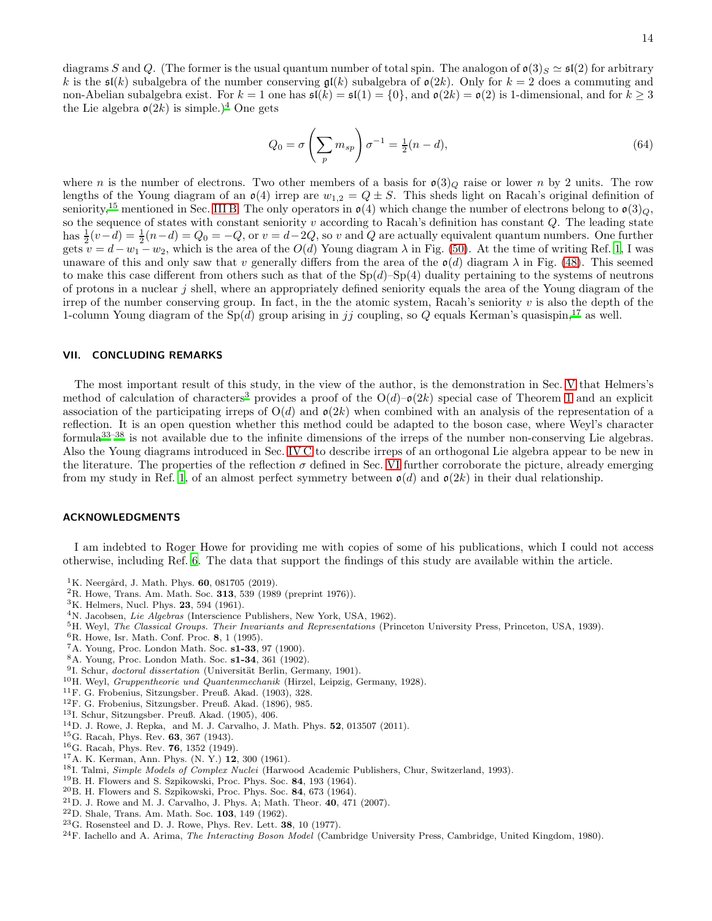diagrams $S$ and $Q$. (The former is the usual quantum number of total spin. The analogon of $\mathfrak{o}(3)_S \simeq \mathfrak{sl}(2)$ for arbitrary $k$ is the $\mathfrak{sl}(k)$ subalgebra of the number conserving $\mathfrak{gl}(k)$ subalgebra of $\mathfrak{o}(2k)$. Only for $k = 2$ does a commuting and non-Abelian subalgebra exist. For $k = 1$ one has $\mathfrak{sl}(k) = \mathfrak{sl}(1) = \{0\}$, and $\mathfrak{o}(2k) = \mathfrak{o}(2)$ is 1-dimensional, and for $k \geq 3$ the Lie algebra $\mathfrak{o}(2k)$ is simple.)[4] One gets

$$Q_0 = \sigma \left( \sum_p m_{sp} \right) \sigma^{-1} = \tfrac{1}{2}(n - d), \tag{64}$$

where $n$ is the number of electrons. Two other members of a basis for $\mathfrak{o}(3)_Q$ raise or lower $n$ by 2 units. The row lengths of the Young diagram of an $\mathfrak{o}(4)$ irrep are $w_{1,2} = Q \pm S$. This sheds light on Racah's original definition of seniority,[15] mentioned in Sec. III B. The only operators in $\mathfrak{o}(4)$ which change the number of electrons belong to $\mathfrak{o}(3)_Q$, so the sequence of states with constant seniority $v$ according to Racah's definition has constant $Q$. The leading state has $\frac{1}{2}(v-d) = \frac{1}{2}(n-d) = Q_0 = -Q$, or $v = d-2Q$, so $v$ and $Q$ are actually equivalent quantum numbers. One further gets $v = d - w_1 - w_2$, which is the area of the $O(d)$ Young diagram $\lambda$ in Fig. (50). At the time of writing Ref. 1, I was unaware of this and only saw that $v$ generally differs from the area of the $\mathfrak{o}(d)$ diagram $\lambda$ in Fig. (48). This seemed to make this case different from others such as that of the Sp($d$)–Sp(4) duality pertaining to the systems of neutrons of protons in a nuclear $j$ shell, where an appropriately defined seniority equals the area of the Young diagram of the irrep of the number conserving group. In fact, in the the atomic system, Racah's seniority $v$ is also the depth of the 1-column Young diagram of the Sp($d$) group arising in $jj$ coupling, so $Q$ equals Kerman's quasispin,[17] as well.

## VII. CONCLUDING REMARKS

The most important result of this study, in the view of the author, is the demonstration in Sec. V that Helmers's method of calculation of characters[3] provides a proof of the O($d$)–$\mathfrak{o}(2k)$ special case of Theorem 1 and an explicit association of the participating irreps of O($d$) and $\mathfrak{o}(2k)$ when combined with an analysis of the representation of a reflection. It is an open question whether this method could be adapted to the boson case, where Weyl's character formula[33–38] is not available due to the infinite dimensions of the irreps of the number non-conserving Lie algebras. Also the Young diagrams introduced in Sec. IV C to describe irreps of an orthogonal Lie algebra appear to be new in the literature. The properties of the reflection $\sigma$ defined in Sec. VI further corroborate the picture, already emerging from my study in Ref. 1, of an almost perfect symmetry between $\mathfrak{o}(d)$ and $\mathfrak{o}(2k)$ in their dual relationship.

## ACKNOWLEDGMENTS

I am indebted to Roger Howe for providing me with copies of some of his publications, which I could not access otherwise, including Ref. 6. The data that support the findings of this study are available within the article.

[1] K. Neergård, J. Math. Phys. **60**, 081705 (2019).
[2] R. Howe, Trans. Am. Math. Soc. **313**, 539 (1989 (preprint 1976)).
[3] K. Helmers, Nucl. Phys. **23**, 594 (1961).
[4] N. Jacobsen, *Lie Algebras* (Interscience Publishers, New York, USA, 1962).
[5] H. Weyl, *The Classical Groups. Their Invariants and Representations* (Princeton University Press, Princeton, USA, 1939).
[6] R. Howe, Isr. Math. Conf. Proc. **8**, 1 (1995).
[7] A. Young, Proc. London Math. Soc. **s1-33**, 97 (1900).
[8] A. Young, Proc. London Math. Soc. **s1-34**, 361 (1902).
[9] I. Schur, *doctoral dissertation* (Universität Berlin, Germany, 1901).
[10] H. Weyl, *Gruppentheorie und Quantenmechanik* (Hirzel, Leipzig, Germany, 1928).
[11] F. G. Frobenius, Sitzungsber. Preuß. Akad. (1903), 328.
[12] F. G. Frobenius, Sitzungsber. Preuß. Akad. (1896), 985.
[13] I. Schur, Sitzungsber. Preuß. Akad. (1905), 406.
[14] D. J. Rowe, J. Repka, and M. J. Carvalho, J. Math. Phys. **52**, 013507 (2011).
[15] G. Racah, Phys. Rev. **63**, 367 (1943).
[16] G. Racah, Phys. Rev. **76**, 1352 (1949).
[17] A. K. Kerman, Ann. Phys. (N. Y.) **12**, 300 (1961).
[18] I. Talmi, *Simple Models of Complex Nuclei* (Harwood Academic Publishers, Chur, Switzerland, 1993).
[19] B. H. Flowers and S. Szpikowski, Proc. Phys. Soc. **84**, 193 (1964).
[20] B. H. Flowers and S. Szpikowski, Proc. Phys. Soc. **84**, 673 (1964).
[21] D. J. Rowe and M. J. Carvalho, J. Phys. A; Math. Theor. **40**, 471 (2007).
[22] D. Shale, Trans. Am. Math. Soc. **103**, 149 (1962).
[23] G. Rosensteel and D. J. Rowe, Phys. Rev. Lett. **38**, 10 (1977).
[24] F. Iachello and A. Arima, *The Interacting Boson Model* (Cambridge University Press, Cambridge, United Kingdom, 1980).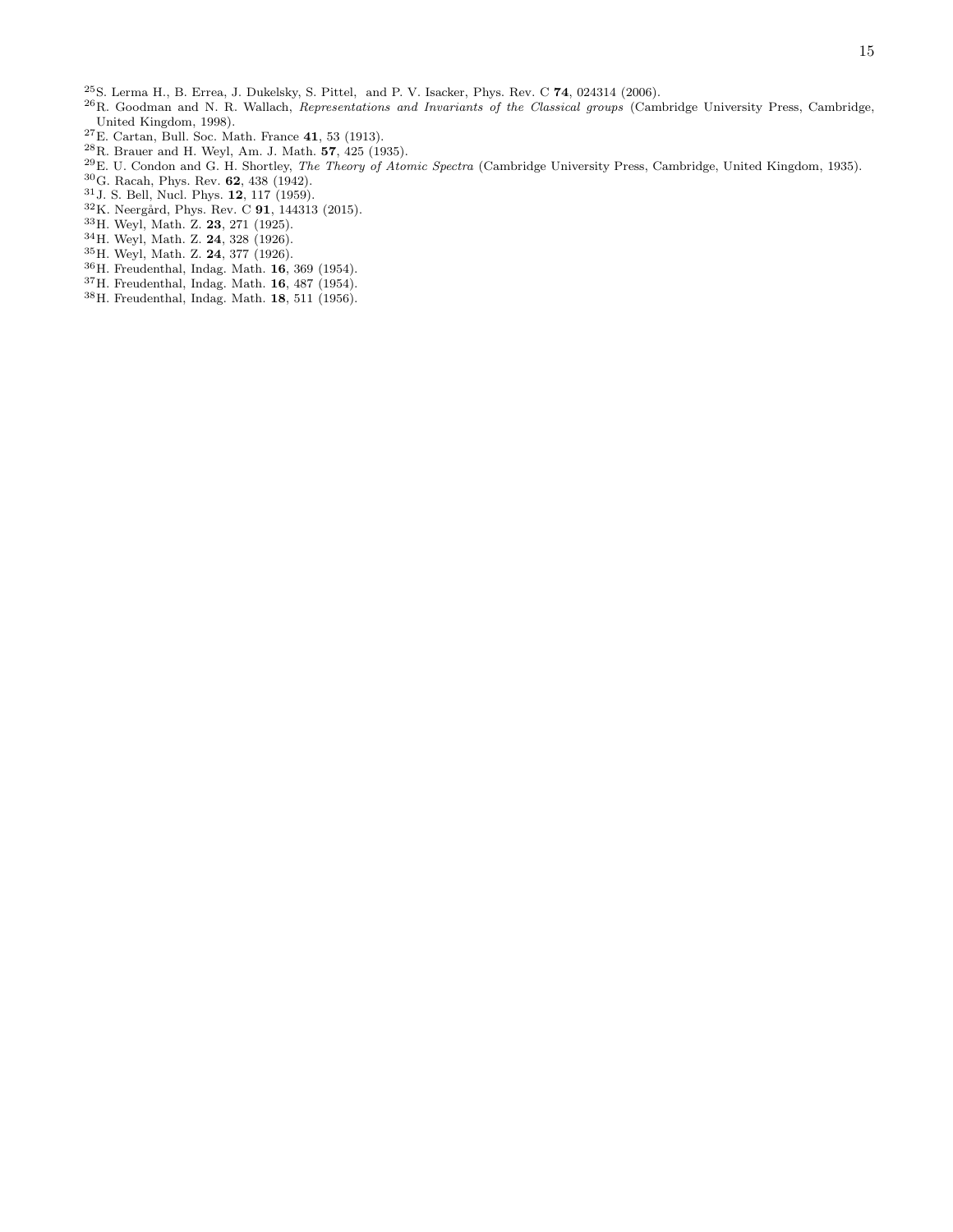[25] S. Lerma H., B. Errea, J. Dukelsky, S. Pittel, and P. V. Isacker, Phys. Rev. C **74**, 024314 (2006).
[26] R. Goodman and N. R. Wallach, *Representations and Invariants of the Classical groups* (Cambridge University Press, Cambridge, United Kingdom, 1998).
[27] E. Cartan, Bull. Soc. Math. France **41**, 53 (1913).
[28] R. Brauer and H. Weyl, Am. J. Math. **57**, 425 (1935).
[29] E. U. Condon and G. H. Shortley, *The Theory of Atomic Spectra* (Cambridge University Press, Cambridge, United Kingdom, 1935).
[30] G. Racah, Phys. Rev. **62**, 438 (1942).
[31] J. S. Bell, Nucl. Phys. **12**, 117 (1959).
[32] K. Neergård, Phys. Rev. C **91**, 144313 (2015).
[33] H. Weyl, Math. Z. **23**, 271 (1925).
[34] H. Weyl, Math. Z. **24**, 328 (1926).
[35] H. Weyl, Math. Z. **24**, 377 (1926).
[36] H. Freudenthal, Indag. Math. **16**, 369 (1954).
[37] H. Freudenthal, Indag. Math. **16**, 487 (1954).
[38] H. Freudenthal, Indag. Math. **18**, 511 (1956).